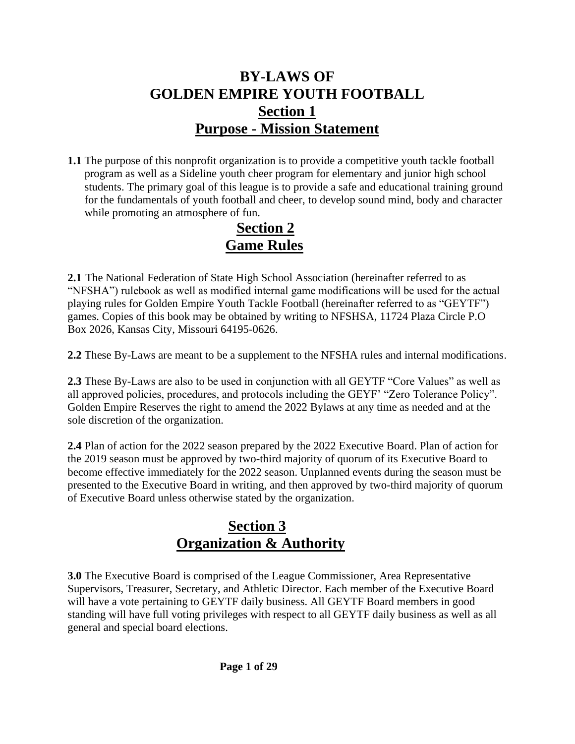# BY-LAWS OF GOLDEN EMPIRE YOUTH FOOTBALL

## Section 1
## Purpose - Mission Statement

**1.1** The purpose of this nonprofit organization is to provide a competitive youth tackle football program as well as a Sideline youth cheer program for elementary and junior high school students. The primary goal of this league is to provide a safe and educational training ground for the fundamentals of youth football and cheer, to develop sound mind, body and character while promoting an atmosphere of fun.

## Section 2
## Game Rules

**2.1** The National Federation of State High School Association (hereinafter referred to as "NFSHA") rulebook as well as modified internal game modifications will be used for the actual playing rules for Golden Empire Youth Tackle Football (hereinafter referred to as "GEYTF") games. Copies of this book may be obtained by writing to NFSHSA, 11724 Plaza Circle P.O Box 2026, Kansas City, Missouri 64195-0626.

**2.2** These By-Laws are meant to be a supplement to the NFSHA rules and internal modifications.

**2.3** These By-Laws are also to be used in conjunction with all GEYTF "Core Values" as well as all approved policies, procedures, and protocols including the GEYF' "Zero Tolerance Policy". Golden Empire Reserves the right to amend the 2022 Bylaws at any time as needed and at the sole discretion of the organization.

**2.4** Plan of action for the 2022 season prepared by the 2022 Executive Board. Plan of action for the 2019 season must be approved by two-third majority of quorum of its Executive Board to become effective immediately for the 2022 season. Unplanned events during the season must be presented to the Executive Board in writing, and then approved by two-third majority of quorum of Executive Board unless otherwise stated by the organization.

## Section 3
## Organization & Authority

**3.0** The Executive Board is comprised of the League Commissioner, Area Representative Supervisors, Treasurer, Secretary, and Athletic Director. Each member of the Executive Board will have a vote pertaining to GEYTF daily business. All GEYTF Board members in good standing will have full voting privileges with respect to all GEYTF daily business as well as all general and special board elections.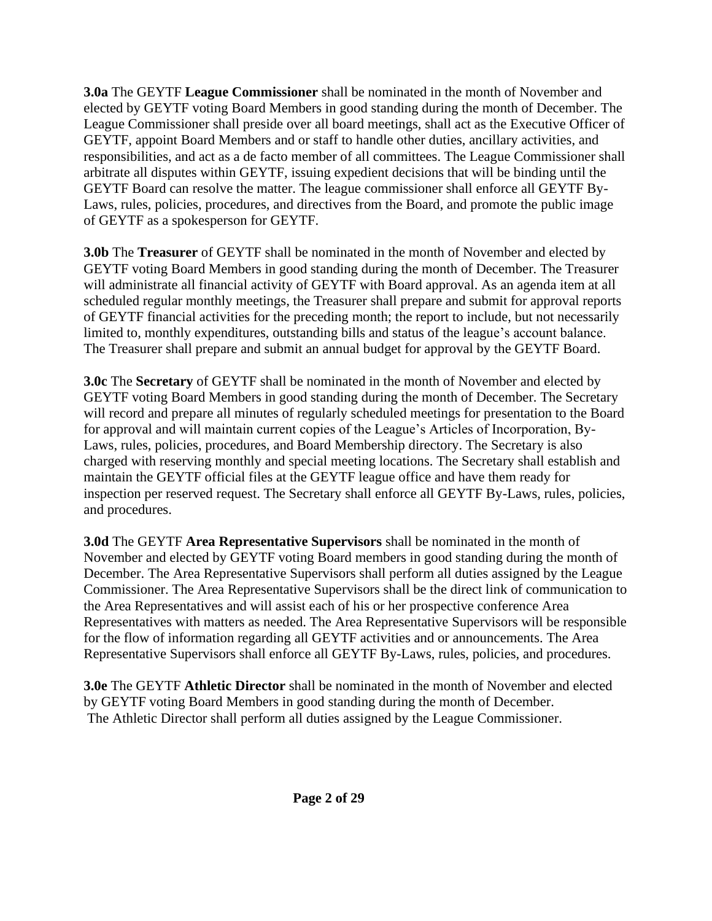**3.0a** The GEYTF **League Commissioner** shall be nominated in the month of November and elected by GEYTF voting Board Members in good standing during the month of December. The League Commissioner shall preside over all board meetings, shall act as the Executive Officer of GEYTF, appoint Board Members and or staff to handle other duties, ancillary activities, and responsibilities, and act as a de facto member of all committees. The League Commissioner shall arbitrate all disputes within GEYTF, issuing expedient decisions that will be binding until the GEYTF Board can resolve the matter. The league commissioner shall enforce all GEYTF By-Laws, rules, policies, procedures, and directives from the Board, and promote the public image of GEYTF as a spokesperson for GEYTF.

**3.0b** The **Treasurer** of GEYTF shall be nominated in the month of November and elected by GEYTF voting Board Members in good standing during the month of December. The Treasurer will administrate all financial activity of GEYTF with Board approval. As an agenda item at all scheduled regular monthly meetings, the Treasurer shall prepare and submit for approval reports of GEYTF financial activities for the preceding month; the report to include, but not necessarily limited to, monthly expenditures, outstanding bills and status of the league's account balance. The Treasurer shall prepare and submit an annual budget for approval by the GEYTF Board.

**3.0c** The **Secretary** of GEYTF shall be nominated in the month of November and elected by GEYTF voting Board Members in good standing during the month of December. The Secretary will record and prepare all minutes of regularly scheduled meetings for presentation to the Board for approval and will maintain current copies of the League's Articles of Incorporation, By-Laws, rules, policies, procedures, and Board Membership directory. The Secretary is also charged with reserving monthly and special meeting locations. The Secretary shall establish and maintain the GEYTF official files at the GEYTF league office and have them ready for inspection per reserved request. The Secretary shall enforce all GEYTF By-Laws, rules, policies, and procedures.

**3.0d** The GEYTF **Area Representative Supervisors** shall be nominated in the month of November and elected by GEYTF voting Board members in good standing during the month of December. The Area Representative Supervisors shall perform all duties assigned by the League Commissioner. The Area Representative Supervisors shall be the direct link of communication to the Area Representatives and will assist each of his or her prospective conference Area Representatives with matters as needed. The Area Representative Supervisors will be responsible for the flow of information regarding all GEYTF activities and or announcements. The Area Representative Supervisors shall enforce all GEYTF By-Laws, rules, policies, and procedures.

**3.0e** The GEYTF **Athletic Director** shall be nominated in the month of November and elected by GEYTF voting Board Members in good standing during the month of December. The Athletic Director shall perform all duties assigned by the League Commissioner.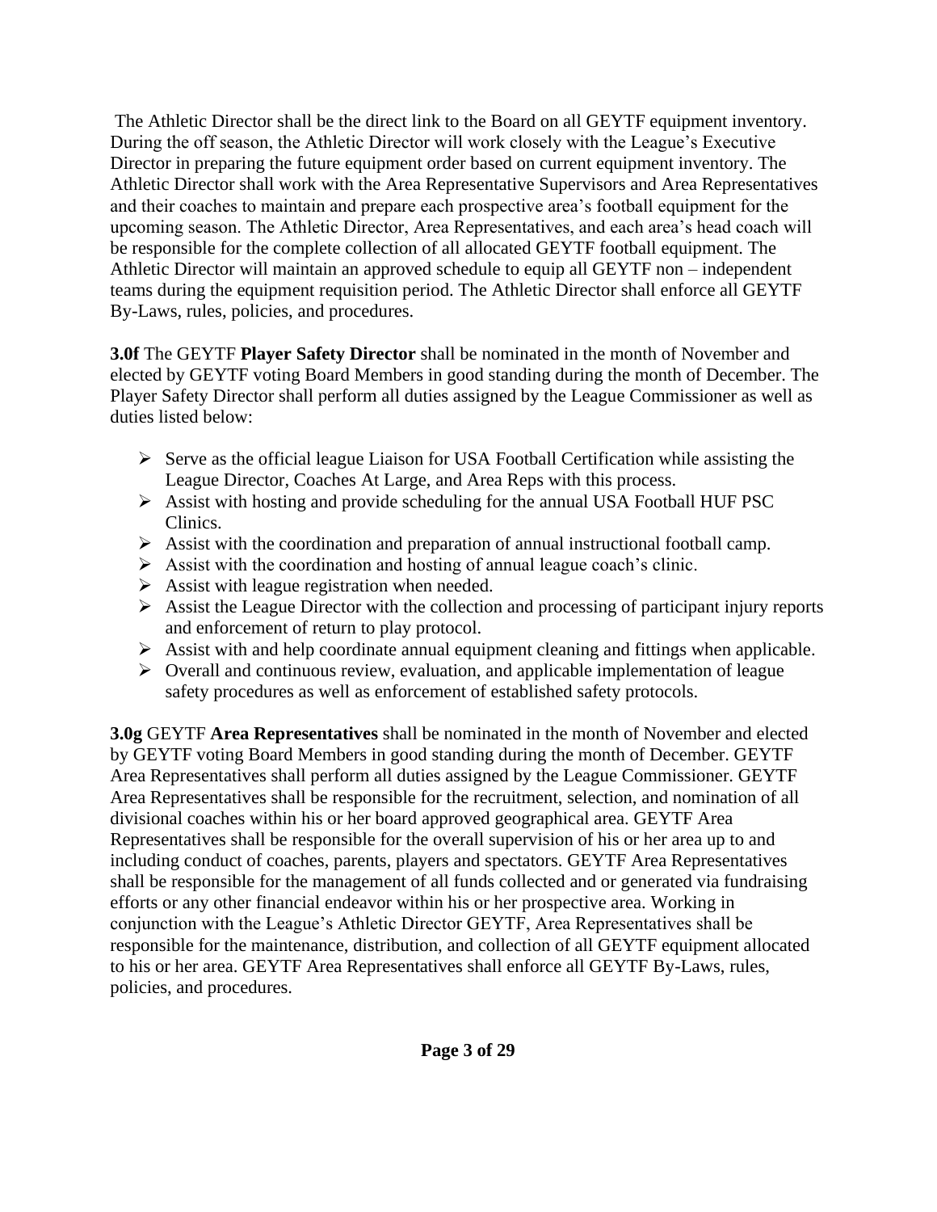The Athletic Director shall be the direct link to the Board on all GEYTF equipment inventory. During the off season, the Athletic Director will work closely with the League's Executive Director in preparing the future equipment order based on current equipment inventory. The Athletic Director shall work with the Area Representative Supervisors and Area Representatives and their coaches to maintain and prepare each prospective area's football equipment for the upcoming season. The Athletic Director, Area Representatives, and each area's head coach will be responsible for the complete collection of all allocated GEYTF football equipment. The Athletic Director will maintain an approved schedule to equip all GEYTF non – independent teams during the equipment requisition period. The Athletic Director shall enforce all GEYTF By-Laws, rules, policies, and procedures.

**3.0f** The GEYTF **Player Safety Director** shall be nominated in the month of November and elected by GEYTF voting Board Members in good standing during the month of December. The Player Safety Director shall perform all duties assigned by the League Commissioner as well as duties listed below:

- Serve as the official league Liaison for USA Football Certification while assisting the League Director, Coaches At Large, and Area Reps with this process.
- Assist with hosting and provide scheduling for the annual USA Football HUF PSC Clinics.
- Assist with the coordination and preparation of annual instructional football camp.
- Assist with the coordination and hosting of annual league coach's clinic.
- Assist with league registration when needed.
- Assist the League Director with the collection and processing of participant injury reports and enforcement of return to play protocol.
- Assist with and help coordinate annual equipment cleaning and fittings when applicable.
- Overall and continuous review, evaluation, and applicable implementation of league safety procedures as well as enforcement of established safety protocols.

**3.0g** GEYTF **Area Representatives** shall be nominated in the month of November and elected by GEYTF voting Board Members in good standing during the month of December. GEYTF Area Representatives shall perform all duties assigned by the League Commissioner. GEYTF Area Representatives shall be responsible for the recruitment, selection, and nomination of all divisional coaches within his or her board approved geographical area. GEYTF Area Representatives shall be responsible for the overall supervision of his or her area up to and including conduct of coaches, parents, players and spectators. GEYTF Area Representatives shall be responsible for the management of all funds collected and or generated via fundraising efforts or any other financial endeavor within his or her prospective area. Working in conjunction with the League's Athletic Director GEYTF, Area Representatives shall be responsible for the maintenance, distribution, and collection of all GEYTF equipment allocated to his or her area. GEYTF Area Representatives shall enforce all GEYTF By-Laws, rules, policies, and procedures.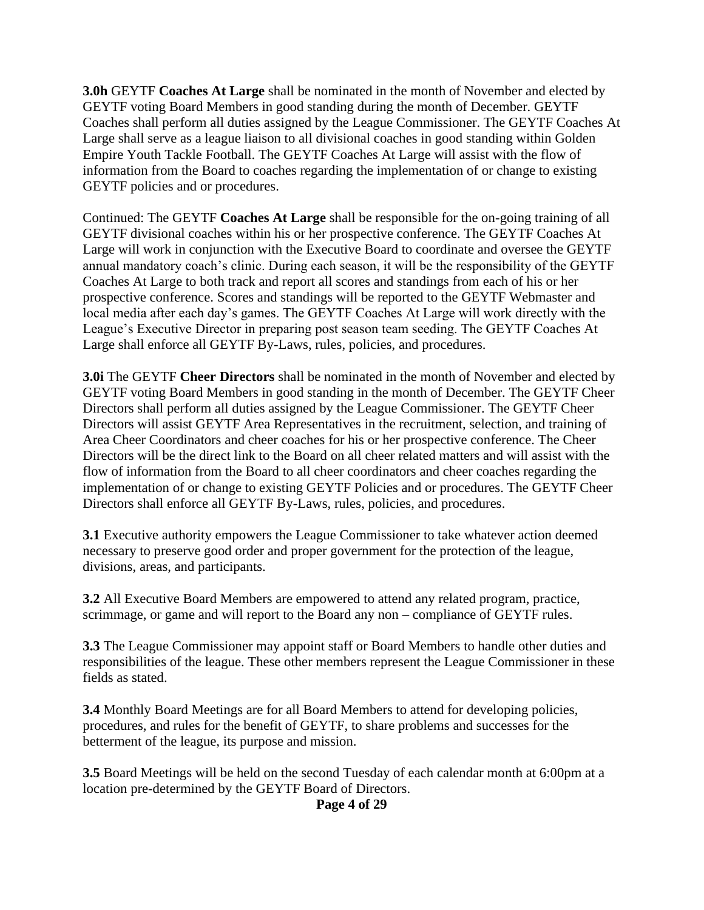**3.0h** GEYTF **Coaches At Large** shall be nominated in the month of November and elected by GEYTF voting Board Members in good standing during the month of December. GEYTF Coaches shall perform all duties assigned by the League Commissioner. The GEYTF Coaches At Large shall serve as a league liaison to all divisional coaches in good standing within Golden Empire Youth Tackle Football. The GEYTF Coaches At Large will assist with the flow of information from the Board to coaches regarding the implementation of or change to existing GEYTF policies and or procedures.

Continued: The GEYTF **Coaches At Large** shall be responsible for the on-going training of all GEYTF divisional coaches within his or her prospective conference. The GEYTF Coaches At Large will work in conjunction with the Executive Board to coordinate and oversee the GEYTF annual mandatory coach's clinic. During each season, it will be the responsibility of the GEYTF Coaches At Large to both track and report all scores and standings from each of his or her prospective conference. Scores and standings will be reported to the GEYTF Webmaster and local media after each day's games. The GEYTF Coaches At Large will work directly with the League's Executive Director in preparing post season team seeding. The GEYTF Coaches At Large shall enforce all GEYTF By-Laws, rules, policies, and procedures.

**3.0i** The GEYTF **Cheer Directors** shall be nominated in the month of November and elected by GEYTF voting Board Members in good standing in the month of December. The GEYTF Cheer Directors shall perform all duties assigned by the League Commissioner. The GEYTF Cheer Directors will assist GEYTF Area Representatives in the recruitment, selection, and training of Area Cheer Coordinators and cheer coaches for his or her prospective conference. The Cheer Directors will be the direct link to the Board on all cheer related matters and will assist with the flow of information from the Board to all cheer coordinators and cheer coaches regarding the implementation of or change to existing GEYTF Policies and or procedures. The GEYTF Cheer Directors shall enforce all GEYTF By-Laws, rules, policies, and procedures.

**3.1** Executive authority empowers the League Commissioner to take whatever action deemed necessary to preserve good order and proper government for the protection of the league, divisions, areas, and participants.

**3.2** All Executive Board Members are empowered to attend any related program, practice, scrimmage, or game and will report to the Board any non – compliance of GEYTF rules.

**3.3** The League Commissioner may appoint staff or Board Members to handle other duties and responsibilities of the league. These other members represent the League Commissioner in these fields as stated.

**3.4** Monthly Board Meetings are for all Board Members to attend for developing policies, procedures, and rules for the benefit of GEYTF, to share problems and successes for the betterment of the league, its purpose and mission.

**3.5** Board Meetings will be held on the second Tuesday of each calendar month at 6:00pm at a location pre-determined by the GEYTF Board of Directors.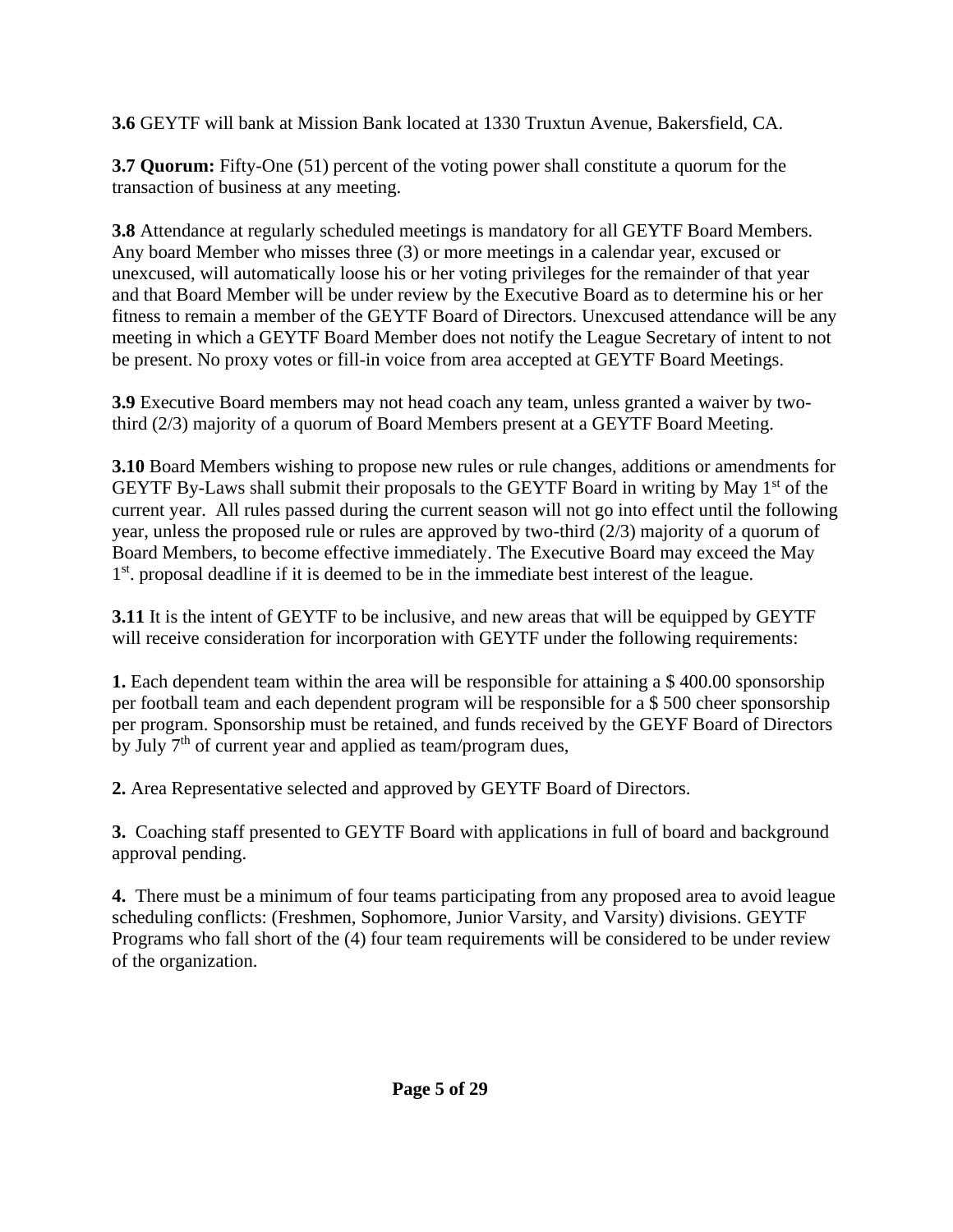**3.6** GEYTF will bank at Mission Bank located at 1330 Truxtun Avenue, Bakersfield, CA.

**3.7 Quorum:** Fifty-One (51) percent of the voting power shall constitute a quorum for the transaction of business at any meeting.

**3.8** Attendance at regularly scheduled meetings is mandatory for all GEYTF Board Members. Any board Member who misses three (3) or more meetings in a calendar year, excused or unexcused, will automatically loose his or her voting privileges for the remainder of that year and that Board Member will be under review by the Executive Board as to determine his or her fitness to remain a member of the GEYTF Board of Directors. Unexcused attendance will be any meeting in which a GEYTF Board Member does not notify the League Secretary of intent to not be present. No proxy votes or fill-in voice from area accepted at GEYTF Board Meetings.

**3.9** Executive Board members may not head coach any team, unless granted a waiver by two-third (2/3) majority of a quorum of Board Members present at a GEYTF Board Meeting.

**3.10** Board Members wishing to propose new rules or rule changes, additions or amendments for GEYTF By-Laws shall submit their proposals to the GEYTF Board in writing by May 1st of the current year. All rules passed during the current season will not go into effect until the following year, unless the proposed rule or rules are approved by two-third (2/3) majority of a quorum of Board Members, to become effective immediately. The Executive Board may exceed the May 1st. proposal deadline if it is deemed to be in the immediate best interest of the league.

**3.11** It is the intent of GEYTF to be inclusive, and new areas that will be equipped by GEYTF will receive consideration for incorporation with GEYTF under the following requirements:

**1.** Each dependent team within the area will be responsible for attaining a $ 400.00 sponsorship per football team and each dependent program will be responsible for a $ 500 cheer sponsorship per program. Sponsorship must be retained, and funds received by the GEYF Board of Directors by July 7th of current year and applied as team/program dues,

**2.** Area Representative selected and approved by GEYTF Board of Directors.

**3.** Coaching staff presented to GEYTF Board with applications in full of board and background approval pending.

**4.** There must be a minimum of four teams participating from any proposed area to avoid league scheduling conflicts: (Freshmen, Sophomore, Junior Varsity, and Varsity) divisions. GEYTF Programs who fall short of the (4) four team requirements will be considered to be under review of the organization.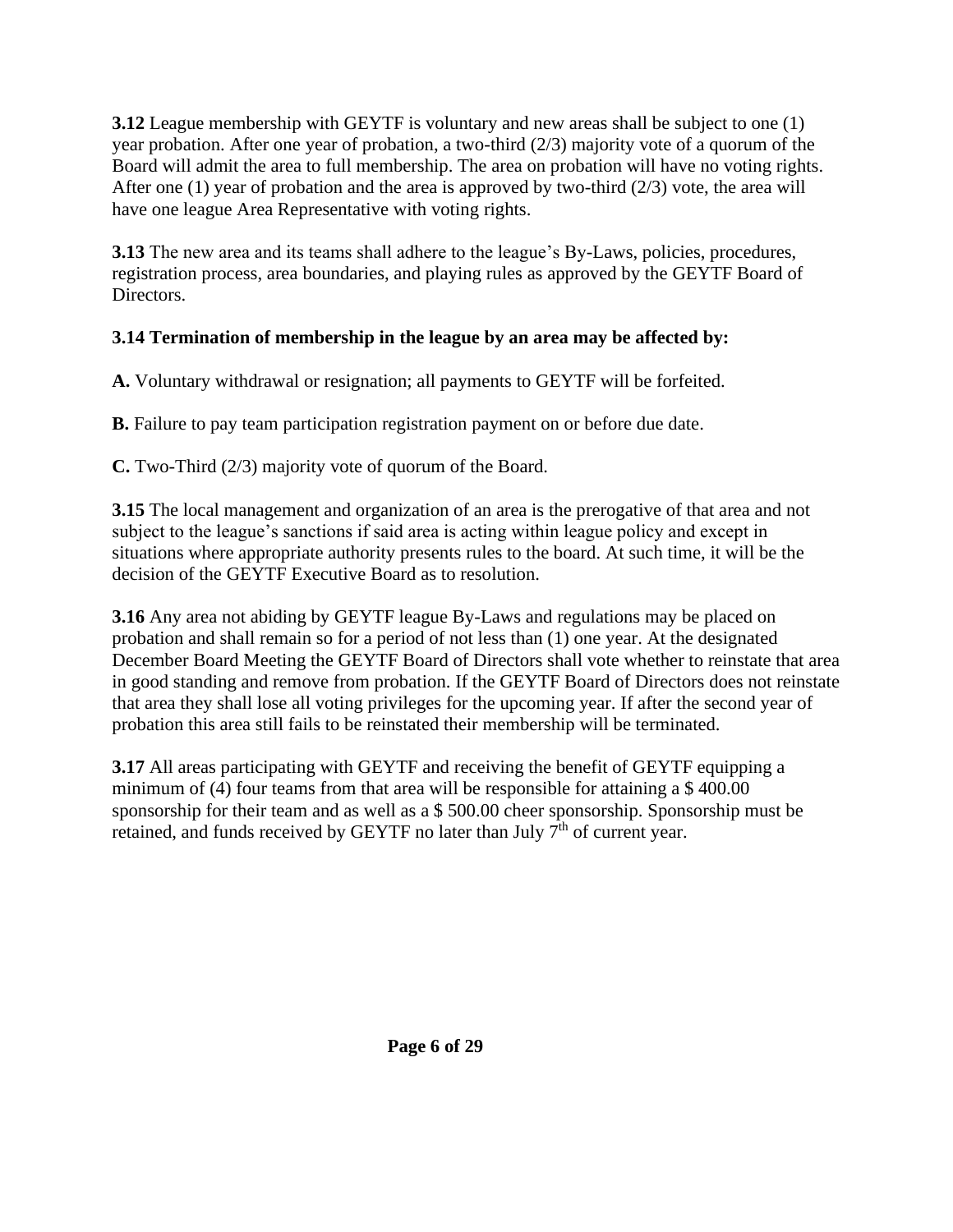**3.12** League membership with GEYTF is voluntary and new areas shall be subject to one (1) year probation. After one year of probation, a two-third (2/3) majority vote of a quorum of the Board will admit the area to full membership. The area on probation will have no voting rights. After one (1) year of probation and the area is approved by two-third (2/3) vote, the area will have one league Area Representative with voting rights.

**3.13** The new area and its teams shall adhere to the league's By-Laws, policies, procedures, registration process, area boundaries, and playing rules as approved by the GEYTF Board of Directors.

**3.14 Termination of membership in the league by an area may be affected by:**

**A.** Voluntary withdrawal or resignation; all payments to GEYTF will be forfeited.

**B.** Failure to pay team participation registration payment on or before due date.

**C.** Two-Third (2/3) majority vote of quorum of the Board.

**3.15** The local management and organization of an area is the prerogative of that area and not subject to the league's sanctions if said area is acting within league policy and except in situations where appropriate authority presents rules to the board. At such time, it will be the decision of the GEYTF Executive Board as to resolution.

**3.16** Any area not abiding by GEYTF league By-Laws and regulations may be placed on probation and shall remain so for a period of not less than (1) one year. At the designated December Board Meeting the GEYTF Board of Directors shall vote whether to reinstate that area in good standing and remove from probation. If the GEYTF Board of Directors does not reinstate that area they shall lose all voting privileges for the upcoming year. If after the second year of probation this area still fails to be reinstated their membership will be terminated.

**3.17** All areas participating with GEYTF and receiving the benefit of GEYTF equipping a minimum of (4) four teams from that area will be responsible for attaining a $ 400.00 sponsorship for their team and as well as a $ 500.00 cheer sponsorship. Sponsorship must be retained, and funds received by GEYTF no later than July 7th of current year.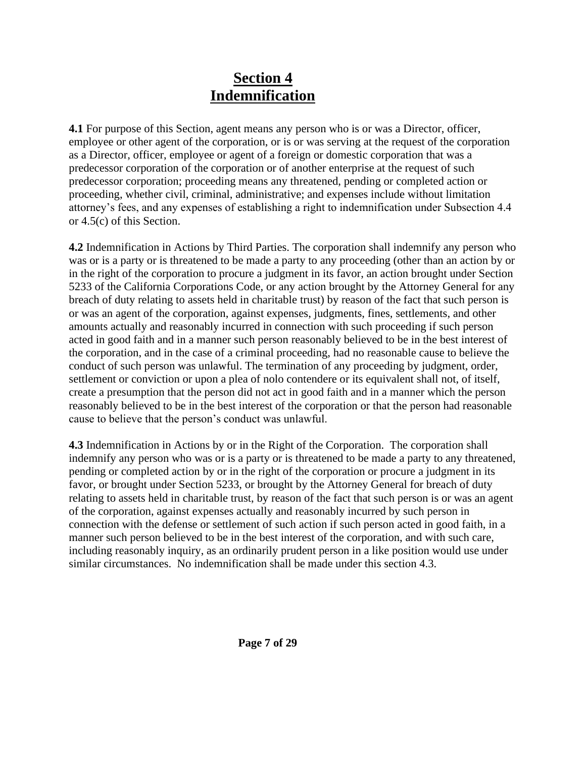# Section 4
# Indemnification

**4.1** For purpose of this Section, agent means any person who is or was a Director, officer, employee or other agent of the corporation, or is or was serving at the request of the corporation as a Director, officer, employee or agent of a foreign or domestic corporation that was a predecessor corporation of the corporation or of another enterprise at the request of such predecessor corporation; proceeding means any threatened, pending or completed action or proceeding, whether civil, criminal, administrative; and expenses include without limitation attorney's fees, and any expenses of establishing a right to indemnification under Subsection 4.4 or 4.5(c) of this Section.

**4.2** Indemnification in Actions by Third Parties. The corporation shall indemnify any person who was or is a party or is threatened to be made a party to any proceeding (other than an action by or in the right of the corporation to procure a judgment in its favor, an action brought under Section 5233 of the California Corporations Code, or any action brought by the Attorney General for any breach of duty relating to assets held in charitable trust) by reason of the fact that such person is or was an agent of the corporation, against expenses, judgments, fines, settlements, and other amounts actually and reasonably incurred in connection with such proceeding if such person acted in good faith and in a manner such person reasonably believed to be in the best interest of the corporation, and in the case of a criminal proceeding, had no reasonable cause to believe the conduct of such person was unlawful. The termination of any proceeding by judgment, order, settlement or conviction or upon a plea of nolo contendere or its equivalent shall not, of itself, create a presumption that the person did not act in good faith and in a manner which the person reasonably believed to be in the best interest of the corporation or that the person had reasonable cause to believe that the person's conduct was unlawful.

**4.3** Indemnification in Actions by or in the Right of the Corporation. The corporation shall indemnify any person who was or is a party or is threatened to be made a party to any threatened, pending or completed action by or in the right of the corporation or procure a judgment in its favor, or brought under Section 5233, or brought by the Attorney General for breach of duty relating to assets held in charitable trust, by reason of the fact that such person is or was an agent of the corporation, against expenses actually and reasonably incurred by such person in connection with the defense or settlement of such action if such person acted in good faith, in a manner such person believed to be in the best interest of the corporation, and with such care, including reasonably inquiry, as an ordinarily prudent person in a like position would use under similar circumstances. No indemnification shall be made under this section 4.3.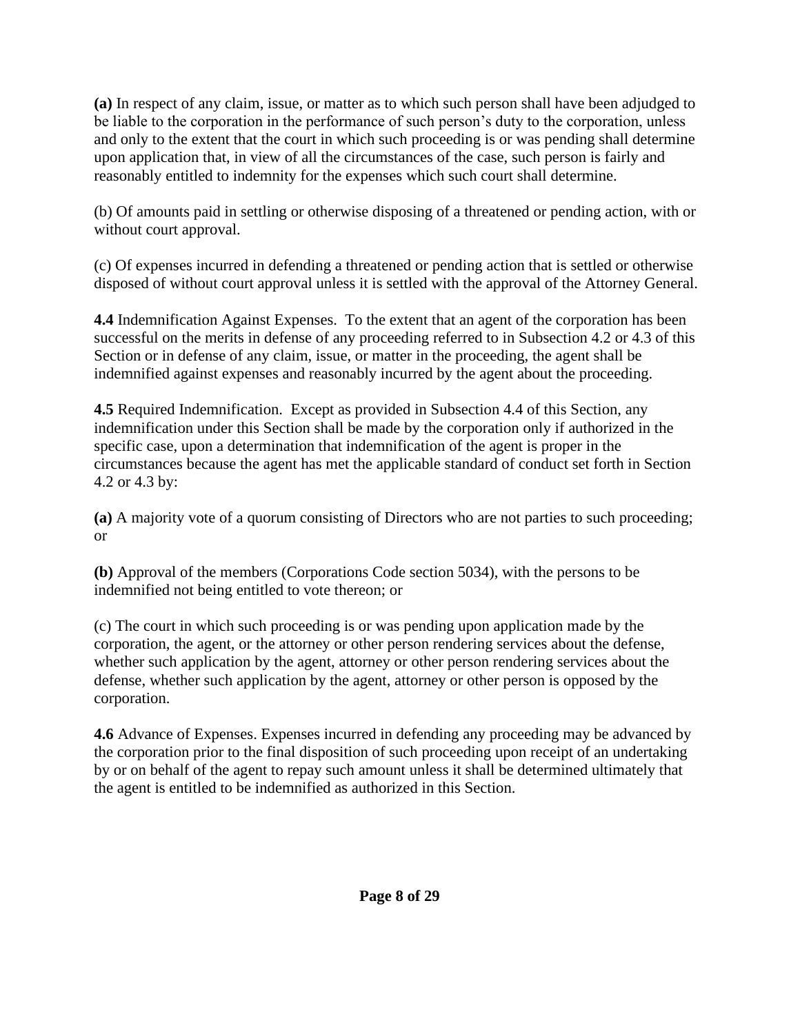**(a)** In respect of any claim, issue, or matter as to which such person shall have been adjudged to be liable to the corporation in the performance of such person's duty to the corporation, unless and only to the extent that the court in which such proceeding is or was pending shall determine upon application that, in view of all the circumstances of the case, such person is fairly and reasonably entitled to indemnity for the expenses which such court shall determine.

(b) Of amounts paid in settling or otherwise disposing of a threatened or pending action, with or without court approval.

(c) Of expenses incurred in defending a threatened or pending action that is settled or otherwise disposed of without court approval unless it is settled with the approval of the Attorney General.

**4.4** Indemnification Against Expenses. To the extent that an agent of the corporation has been successful on the merits in defense of any proceeding referred to in Subsection 4.2 or 4.3 of this Section or in defense of any claim, issue, or matter in the proceeding, the agent shall be indemnified against expenses and reasonably incurred by the agent about the proceeding.

**4.5** Required Indemnification. Except as provided in Subsection 4.4 of this Section, any indemnification under this Section shall be made by the corporation only if authorized in the specific case, upon a determination that indemnification of the agent is proper in the circumstances because the agent has met the applicable standard of conduct set forth in Section 4.2 or 4.3 by:

**(a)** A majority vote of a quorum consisting of Directors who are not parties to such proceeding; or

**(b)** Approval of the members (Corporations Code section 5034), with the persons to be indemnified not being entitled to vote thereon; or

(c) The court in which such proceeding is or was pending upon application made by the corporation, the agent, or the attorney or other person rendering services about the defense, whether such application by the agent, attorney or other person rendering services about the defense, whether such application by the agent, attorney or other person is opposed by the corporation.

**4.6** Advance of Expenses. Expenses incurred in defending any proceeding may be advanced by the corporation prior to the final disposition of such proceeding upon receipt of an undertaking by or on behalf of the agent to repay such amount unless it shall be determined ultimately that the agent is entitled to be indemnified as authorized in this Section.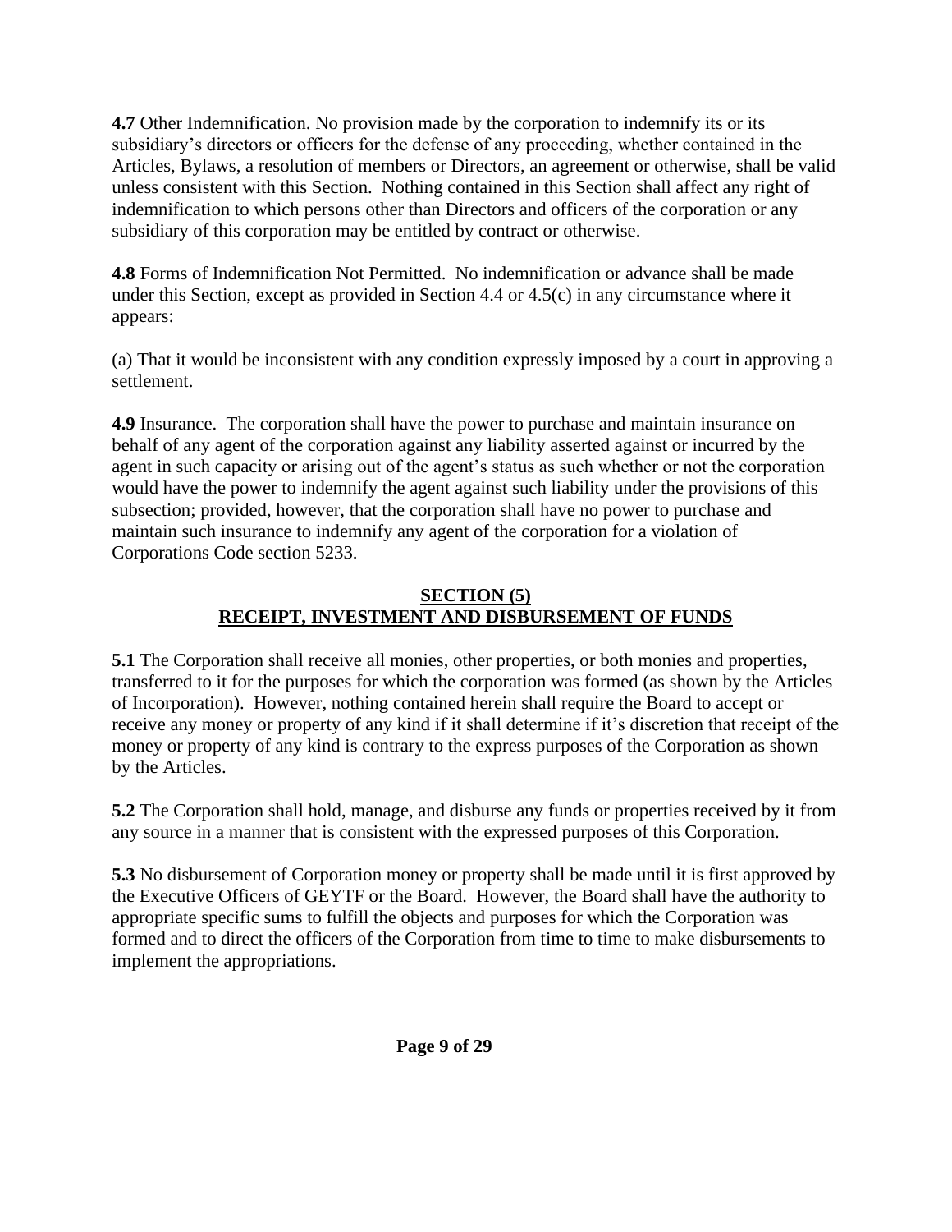**4.7** Other Indemnification. No provision made by the corporation to indemnify its or its subsidiary's directors or officers for the defense of any proceeding, whether contained in the Articles, Bylaws, a resolution of members or Directors, an agreement or otherwise, shall be valid unless consistent with this Section. Nothing contained in this Section shall affect any right of indemnification to which persons other than Directors and officers of the corporation or any subsidiary of this corporation may be entitled by contract or otherwise.

**4.8** Forms of Indemnification Not Permitted. No indemnification or advance shall be made under this Section, except as provided in Section 4.4 or 4.5(c) in any circumstance where it appears:

(a) That it would be inconsistent with any condition expressly imposed by a court in approving a settlement.

**4.9** Insurance. The corporation shall have the power to purchase and maintain insurance on behalf of any agent of the corporation against any liability asserted against or incurred by the agent in such capacity or arising out of the agent's status as such whether or not the corporation would have the power to indemnify the agent against such liability under the provisions of this subsection; provided, however, that the corporation shall have no power to purchase and maintain such insurance to indemnify any agent of the corporation for a violation of Corporations Code section 5233.

## SECTION (5)
## RECEIPT, INVESTMENT AND DISBURSEMENT OF FUNDS

**5.1** The Corporation shall receive all monies, other properties, or both monies and properties, transferred to it for the purposes for which the corporation was formed (as shown by the Articles of Incorporation). However, nothing contained herein shall require the Board to accept or receive any money or property of any kind if it shall determine if it's discretion that receipt of the money or property of any kind is contrary to the express purposes of the Corporation as shown by the Articles.

**5.2** The Corporation shall hold, manage, and disburse any funds or properties received by it from any source in a manner that is consistent with the expressed purposes of this Corporation.

**5.3** No disbursement of Corporation money or property shall be made until it is first approved by the Executive Officers of GEYTF or the Board. However, the Board shall have the authority to appropriate specific sums to fulfill the objects and purposes for which the Corporation was formed and to direct the officers of the Corporation from time to time to make disbursements to implement the appropriations.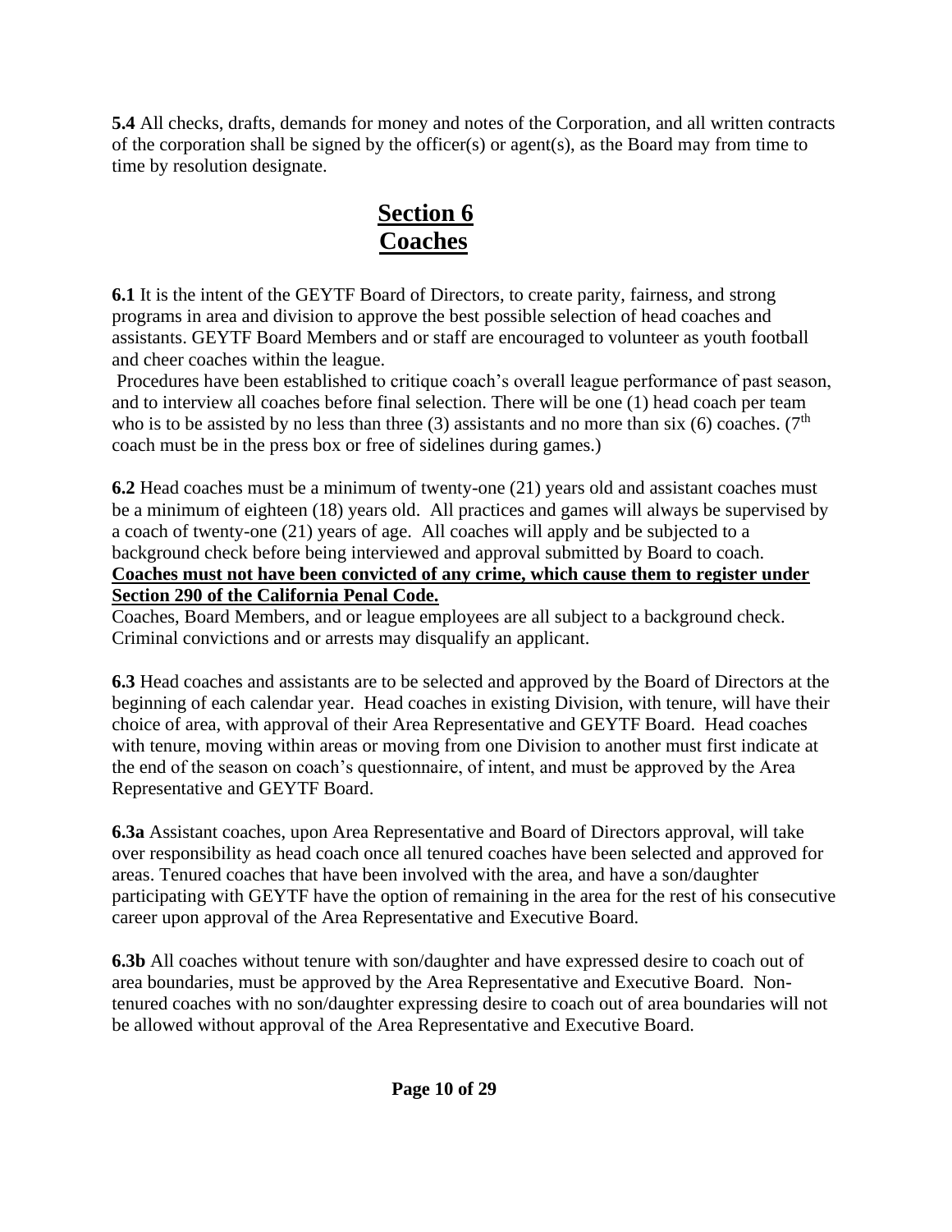**5.4** All checks, drafts, demands for money and notes of the Corporation, and all written contracts of the corporation shall be signed by the officer(s) or agent(s), as the Board may from time to time by resolution designate.

## Section 6
## Coaches

**6.1** It is the intent of the GEYTF Board of Directors, to create parity, fairness, and strong programs in area and division to approve the best possible selection of head coaches and assistants. GEYTF Board Members and or staff are encouraged to volunteer as youth football and cheer coaches within the league.

Procedures have been established to critique coach's overall league performance of past season, and to interview all coaches before final selection. There will be one (1) head coach per team who is to be assisted by no less than three (3) assistants and no more than six (6) coaches. (7th coach must be in the press box or free of sidelines during games.)

**6.2** Head coaches must be a minimum of twenty-one (21) years old and assistant coaches must be a minimum of eighteen (18) years old. All practices and games will always be supervised by a coach of twenty-one (21) years of age. All coaches will apply and be subjected to a background check before being interviewed and approval submitted by Board to coach. **Coaches must not have been convicted of any crime, which cause them to register under Section 290 of the California Penal Code.**

Coaches, Board Members, and or league employees are all subject to a background check. Criminal convictions and or arrests may disqualify an applicant.

**6.3** Head coaches and assistants are to be selected and approved by the Board of Directors at the beginning of each calendar year. Head coaches in existing Division, with tenure, will have their choice of area, with approval of their Area Representative and GEYTF Board. Head coaches with tenure, moving within areas or moving from one Division to another must first indicate at the end of the season on coach's questionnaire, of intent, and must be approved by the Area Representative and GEYTF Board.

**6.3a** Assistant coaches, upon Area Representative and Board of Directors approval, will take over responsibility as head coach once all tenured coaches have been selected and approved for areas. Tenured coaches that have been involved with the area, and have a son/daughter participating with GEYTF have the option of remaining in the area for the rest of his consecutive career upon approval of the Area Representative and Executive Board.

**6.3b** All coaches without tenure with son/daughter and have expressed desire to coach out of area boundaries, must be approved by the Area Representative and Executive Board. Non-tenured coaches with no son/daughter expressing desire to coach out of area boundaries will not be allowed without approval of the Area Representative and Executive Board.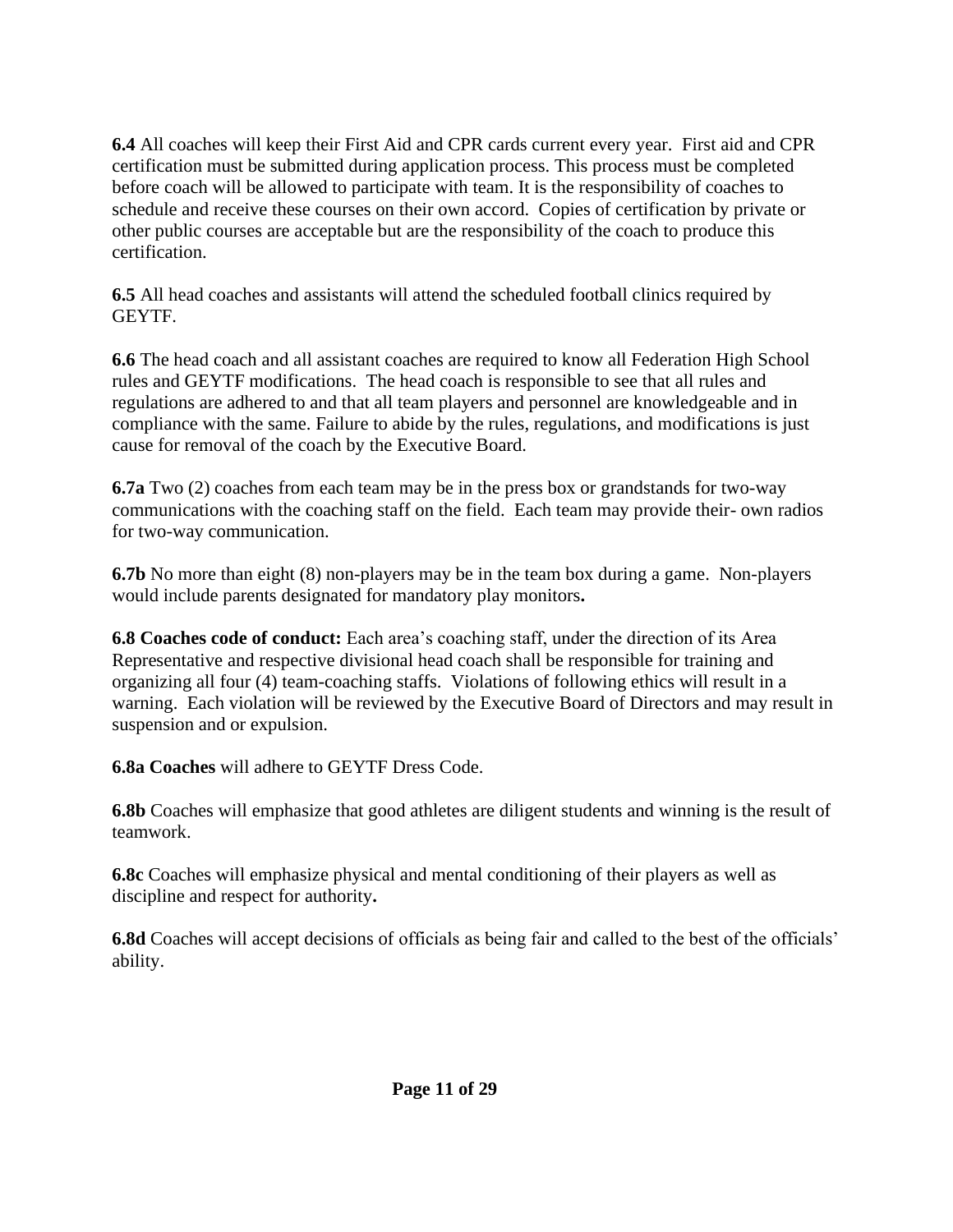**6.4** All coaches will keep their First Aid and CPR cards current every year. First aid and CPR certification must be submitted during application process. This process must be completed before coach will be allowed to participate with team. It is the responsibility of coaches to schedule and receive these courses on their own accord. Copies of certification by private or other public courses are acceptable but are the responsibility of the coach to produce this certification.

**6.5** All head coaches and assistants will attend the scheduled football clinics required by GEYTF.

**6.6** The head coach and all assistant coaches are required to know all Federation High School rules and GEYTF modifications. The head coach is responsible to see that all rules and regulations are adhered to and that all team players and personnel are knowledgeable and in compliance with the same. Failure to abide by the rules, regulations, and modifications is just cause for removal of the coach by the Executive Board.

**6.7a** Two (2) coaches from each team may be in the press box or grandstands for two-way communications with the coaching staff on the field. Each team may provide their- own radios for two-way communication.

**6.7b** No more than eight (8) non-players may be in the team box during a game. Non-players would include parents designated for mandatory play monitors**.**

**6.8 Coaches code of conduct:** Each area's coaching staff, under the direction of its Area Representative and respective divisional head coach shall be responsible for training and organizing all four (4) team-coaching staffs. Violations of following ethics will result in a warning. Each violation will be reviewed by the Executive Board of Directors and may result in suspension and or expulsion.

**6.8a Coaches** will adhere to GEYTF Dress Code.

**6.8b** Coaches will emphasize that good athletes are diligent students and winning is the result of teamwork.

**6.8c** Coaches will emphasize physical and mental conditioning of their players as well as discipline and respect for authority**.**

**6.8d** Coaches will accept decisions of officials as being fair and called to the best of the officials' ability.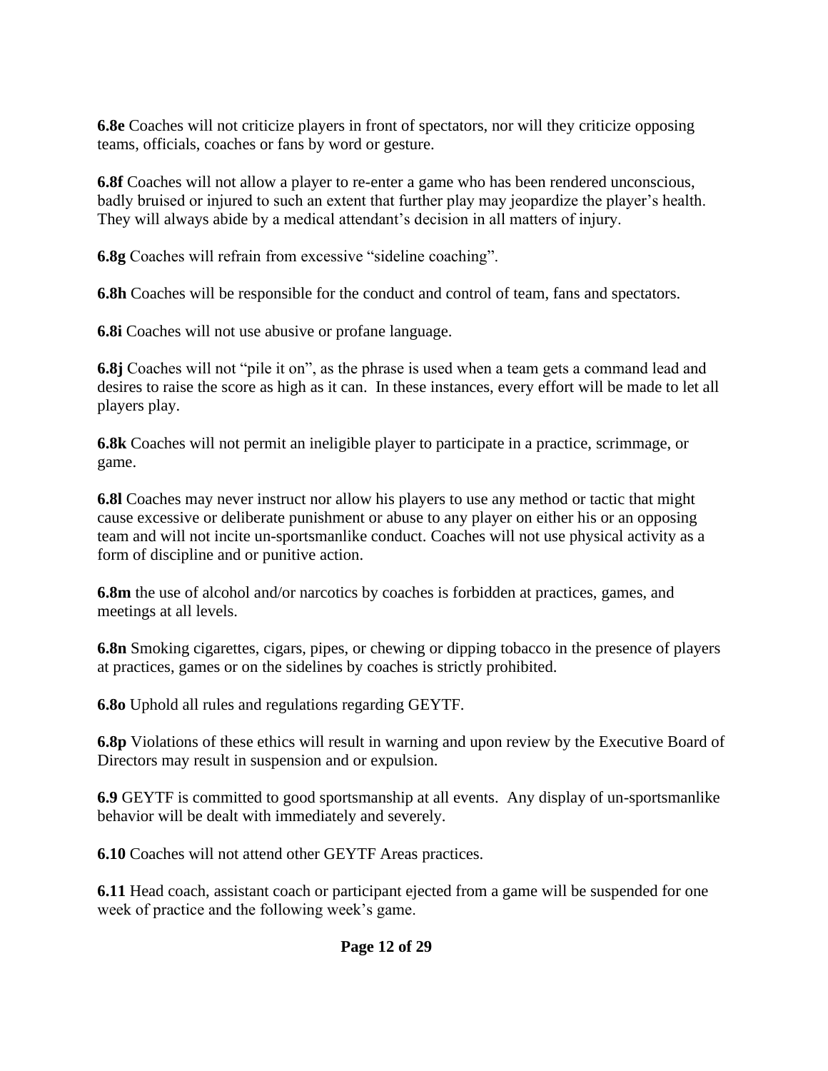**6.8e** Coaches will not criticize players in front of spectators, nor will they criticize opposing teams, officials, coaches or fans by word or gesture.

**6.8f** Coaches will not allow a player to re-enter a game who has been rendered unconscious, badly bruised or injured to such an extent that further play may jeopardize the player's health. They will always abide by a medical attendant's decision in all matters of injury.

**6.8g** Coaches will refrain from excessive "sideline coaching".

**6.8h** Coaches will be responsible for the conduct and control of team, fans and spectators.

**6.8i** Coaches will not use abusive or profane language.

**6.8j** Coaches will not "pile it on", as the phrase is used when a team gets a command lead and desires to raise the score as high as it can. In these instances, every effort will be made to let all players play.

**6.8k** Coaches will not permit an ineligible player to participate in a practice, scrimmage, or game.

**6.8l** Coaches may never instruct nor allow his players to use any method or tactic that might cause excessive or deliberate punishment or abuse to any player on either his or an opposing team and will not incite un-sportsmanlike conduct. Coaches will not use physical activity as a form of discipline and or punitive action.

**6.8m** the use of alcohol and/or narcotics by coaches is forbidden at practices, games, and meetings at all levels.

**6.8n** Smoking cigarettes, cigars, pipes, or chewing or dipping tobacco in the presence of players at practices, games or on the sidelines by coaches is strictly prohibited.

**6.8o** Uphold all rules and regulations regarding GEYTF.

**6.8p** Violations of these ethics will result in warning and upon review by the Executive Board of Directors may result in suspension and or expulsion.

**6.9** GEYTF is committed to good sportsmanship at all events. Any display of un-sportsmanlike behavior will be dealt with immediately and severely.

**6.10** Coaches will not attend other GEYTF Areas practices.

**6.11** Head coach, assistant coach or participant ejected from a game will be suspended for one week of practice and the following week's game.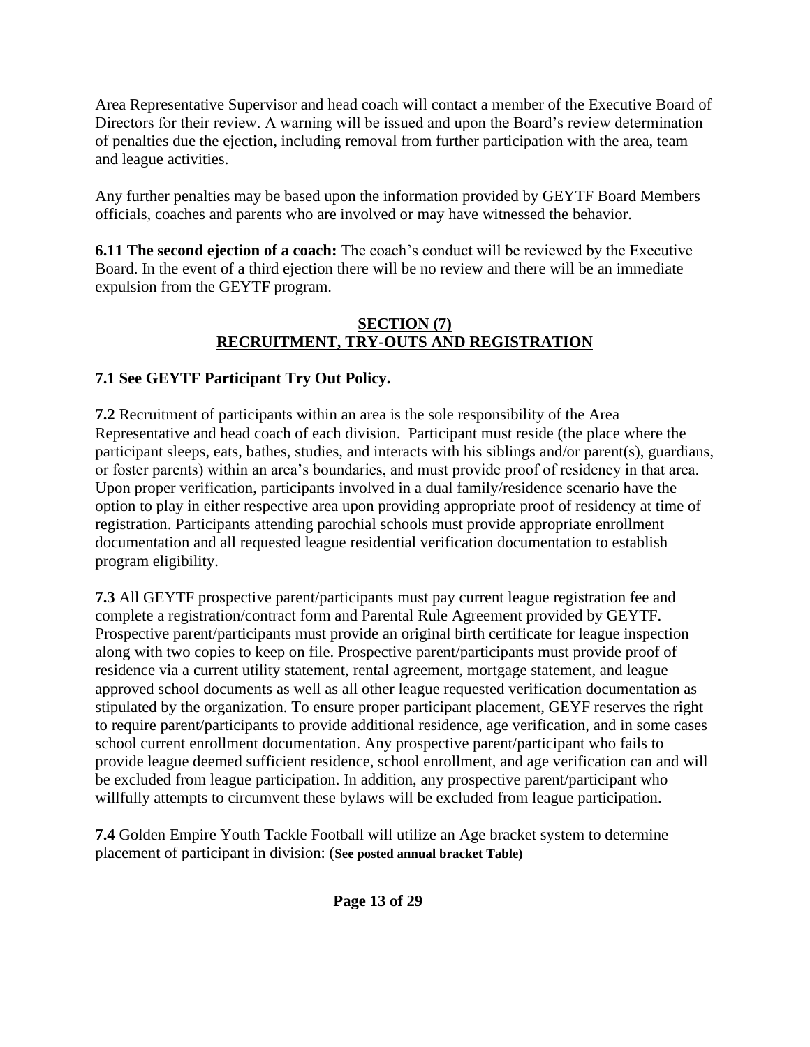Area Representative Supervisor and head coach will contact a member of the Executive Board of Directors for their review. A warning will be issued and upon the Board's review determination of penalties due the ejection, including removal from further participation with the area, team and league activities.

Any further penalties may be based upon the information provided by GEYTF Board Members officials, coaches and parents who are involved or may have witnessed the behavior.

**6.11 The second ejection of a coach:** The coach's conduct will be reviewed by the Executive Board. In the event of a third ejection there will be no review and there will be an immediate expulsion from the GEYTF program.

## SECTION (7)
## RECRUITMENT, TRY-OUTS AND REGISTRATION

**7.1 See GEYTF Participant Try Out Policy.**

**7.2** Recruitment of participants within an area is the sole responsibility of the Area Representative and head coach of each division. Participant must reside (the place where the participant sleeps, eats, bathes, studies, and interacts with his siblings and/or parent(s), guardians, or foster parents) within an area's boundaries, and must provide proof of residency in that area. Upon proper verification, participants involved in a dual family/residence scenario have the option to play in either respective area upon providing appropriate proof of residency at time of registration. Participants attending parochial schools must provide appropriate enrollment documentation and all requested league residential verification documentation to establish program eligibility.

**7.3** All GEYTF prospective parent/participants must pay current league registration fee and complete a registration/contract form and Parental Rule Agreement provided by GEYTF. Prospective parent/participants must provide an original birth certificate for league inspection along with two copies to keep on file. Prospective parent/participants must provide proof of residence via a current utility statement, rental agreement, mortgage statement, and league approved school documents as well as all other league requested verification documentation as stipulated by the organization. To ensure proper participant placement, GEYF reserves the right to require parent/participants to provide additional residence, age verification, and in some cases school current enrollment documentation. Any prospective parent/participant who fails to provide league deemed sufficient residence, school enrollment, and age verification can and will be excluded from league participation. In addition, any prospective parent/participant who willfully attempts to circumvent these bylaws will be excluded from league participation.

**7.4** Golden Empire Youth Tackle Football will utilize an Age bracket system to determine placement of participant in division: (**See posted annual bracket Table)**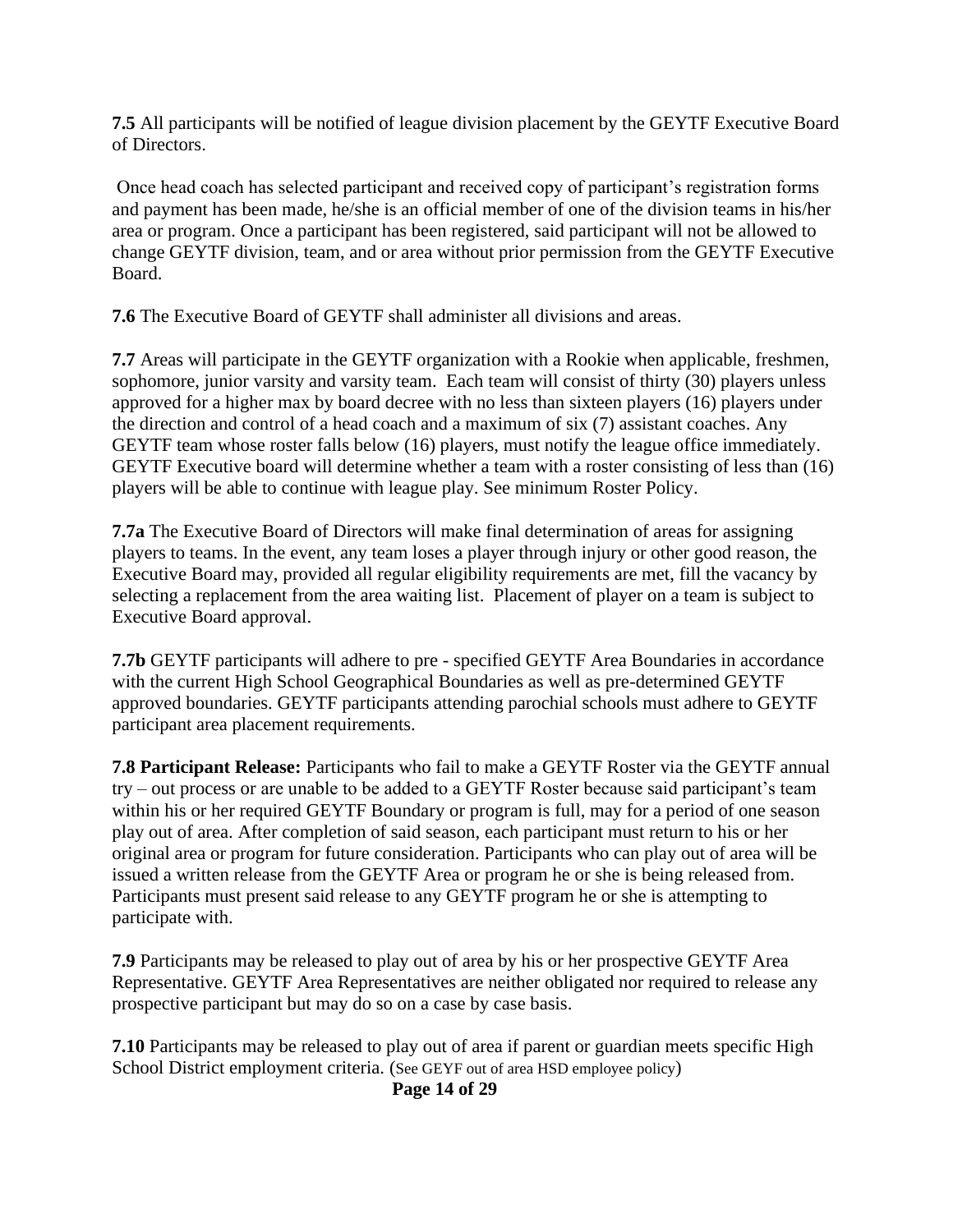**7.5** All participants will be notified of league division placement by the GEYTF Executive Board of Directors.

Once head coach has selected participant and received copy of participant's registration forms and payment has been made, he/she is an official member of one of the division teams in his/her area or program. Once a participant has been registered, said participant will not be allowed to change GEYTF division, team, and or area without prior permission from the GEYTF Executive Board.

**7.6** The Executive Board of GEYTF shall administer all divisions and areas.

**7.7** Areas will participate in the GEYTF organization with a Rookie when applicable, freshmen, sophomore, junior varsity and varsity team. Each team will consist of thirty (30) players unless approved for a higher max by board decree with no less than sixteen players (16) players under the direction and control of a head coach and a maximum of six (7) assistant coaches. Any GEYTF team whose roster falls below (16) players, must notify the league office immediately. GEYTF Executive board will determine whether a team with a roster consisting of less than (16) players will be able to continue with league play. See minimum Roster Policy.

**7.7a** The Executive Board of Directors will make final determination of areas for assigning players to teams. In the event, any team loses a player through injury or other good reason, the Executive Board may, provided all regular eligibility requirements are met, fill the vacancy by selecting a replacement from the area waiting list. Placement of player on a team is subject to Executive Board approval.

**7.7b** GEYTF participants will adhere to pre - specified GEYTF Area Boundaries in accordance with the current High School Geographical Boundaries as well as pre-determined GEYTF approved boundaries. GEYTF participants attending parochial schools must adhere to GEYTF participant area placement requirements.

**7.8 Participant Release:** Participants who fail to make a GEYTF Roster via the GEYTF annual try – out process or are unable to be added to a GEYTF Roster because said participant's team within his or her required GEYTF Boundary or program is full, may for a period of one season play out of area. After completion of said season, each participant must return to his or her original area or program for future consideration. Participants who can play out of area will be issued a written release from the GEYTF Area or program he or she is being released from. Participants must present said release to any GEYTF program he or she is attempting to participate with.

**7.9** Participants may be released to play out of area by his or her prospective GEYTF Area Representative. GEYTF Area Representatives are neither obligated nor required to release any prospective participant but may do so on a case by case basis.

**7.10** Participants may be released to play out of area if parent or guardian meets specific High School District employment criteria. (See GEYF out of area HSD employee policy)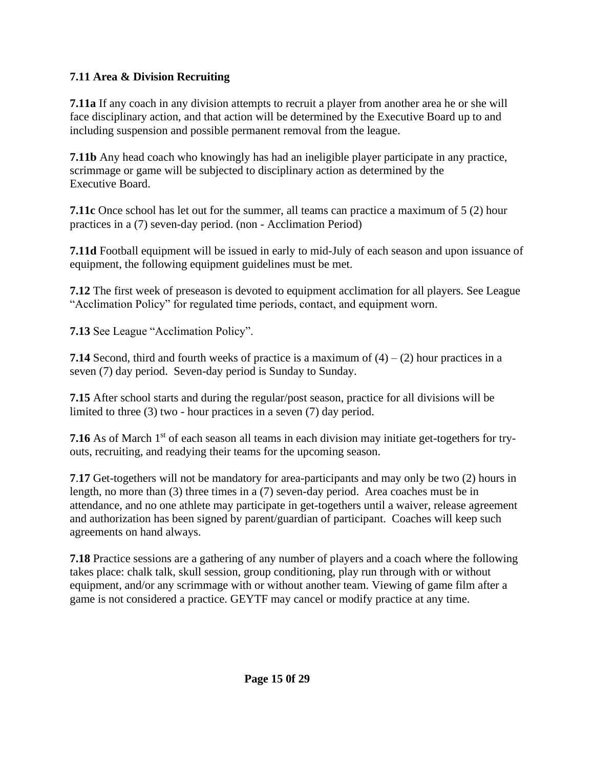### 7.11 Area & Division Recruiting

**7.11a** If any coach in any division attempts to recruit a player from another area he or she will face disciplinary action, and that action will be determined by the Executive Board up to and including suspension and possible permanent removal from the league.

**7.11b** Any head coach who knowingly has had an ineligible player participate in any practice, scrimmage or game will be subjected to disciplinary action as determined by the Executive Board.

**7.11c** Once school has let out for the summer, all teams can practice a maximum of 5 (2) hour practices in a (7) seven-day period. (non - Acclimation Period)

**7.11d** Football equipment will be issued in early to mid-July of each season and upon issuance of equipment, the following equipment guidelines must be met.

**7.12** The first week of preseason is devoted to equipment acclimation for all players. See League "Acclimation Policy" for regulated time periods, contact, and equipment worn.

**7.13** See League "Acclimation Policy".

**7.14** Second, third and fourth weeks of practice is a maximum of (4) – (2) hour practices in a seven (7) day period. Seven-day period is Sunday to Sunday.

**7.15** After school starts and during the regular/post season, practice for all divisions will be limited to three (3) two - hour practices in a seven (7) day period.

**7.16** As of March 1st of each season all teams in each division may initiate get-togethers for try-outs, recruiting, and readying their teams for the upcoming season.

**7.17** Get-togethers will not be mandatory for area-participants and may only be two (2) hours in length, no more than (3) three times in a (7) seven-day period. Area coaches must be in attendance, and no one athlete may participate in get-togethers until a waiver, release agreement and authorization has been signed by parent/guardian of participant. Coaches will keep such agreements on hand always.

**7.18** Practice sessions are a gathering of any number of players and a coach where the following takes place: chalk talk, skull session, group conditioning, play run through with or without equipment, and/or any scrimmage with or without another team. Viewing of game film after a game is not considered a practice. GEYTF may cancel or modify practice at any time.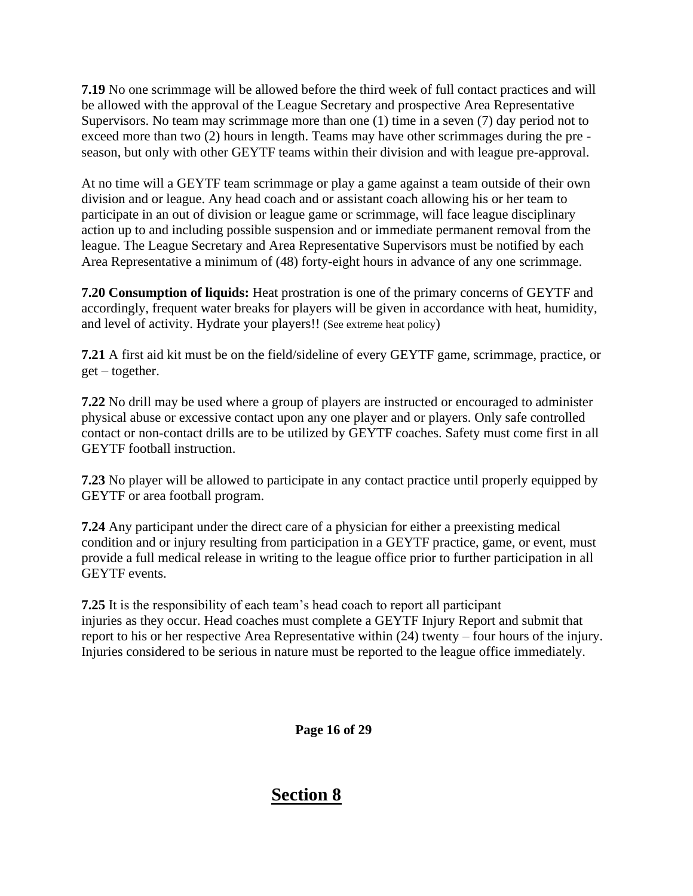**7.19** No one scrimmage will be allowed before the third week of full contact practices and will be allowed with the approval of the League Secretary and prospective Area Representative Supervisors. No team may scrimmage more than one (1) time in a seven (7) day period not to exceed more than two (2) hours in length. Teams may have other scrimmages during the pre - season, but only with other GEYTF teams within their division and with league pre-approval.

At no time will a GEYTF team scrimmage or play a game against a team outside of their own division and or league. Any head coach and or assistant coach allowing his or her team to participate in an out of division or league game or scrimmage, will face league disciplinary action up to and including possible suspension and or immediate permanent removal from the league. The League Secretary and Area Representative Supervisors must be notified by each Area Representative a minimum of (48) forty-eight hours in advance of any one scrimmage.

**7.20 Consumption of liquids:** Heat prostration is one of the primary concerns of GEYTF and accordingly, frequent water breaks for players will be given in accordance with heat, humidity, and level of activity. Hydrate your players!! (See extreme heat policy)

**7.21** A first aid kit must be on the field/sideline of every GEYTF game, scrimmage, practice, or get – together.

**7.22** No drill may be used where a group of players are instructed or encouraged to administer physical abuse or excessive contact upon any one player and or players. Only safe controlled contact or non-contact drills are to be utilized by GEYTF coaches. Safety must come first in all GEYTF football instruction.

**7.23** No player will be allowed to participate in any contact practice until properly equipped by GEYTF or area football program.

**7.24** Any participant under the direct care of a physician for either a preexisting medical condition and or injury resulting from participation in a GEYTF practice, game, or event, must provide a full medical release in writing to the league office prior to further participation in all GEYTF events.

**7.25** It is the responsibility of each team's head coach to report all participant injuries as they occur. Head coaches must complete a GEYTF Injury Report and submit that report to his or her respective Area Representative within (24) twenty – four hours of the injury. Injuries considered to be serious in nature must be reported to the league office immediately.

# Section 8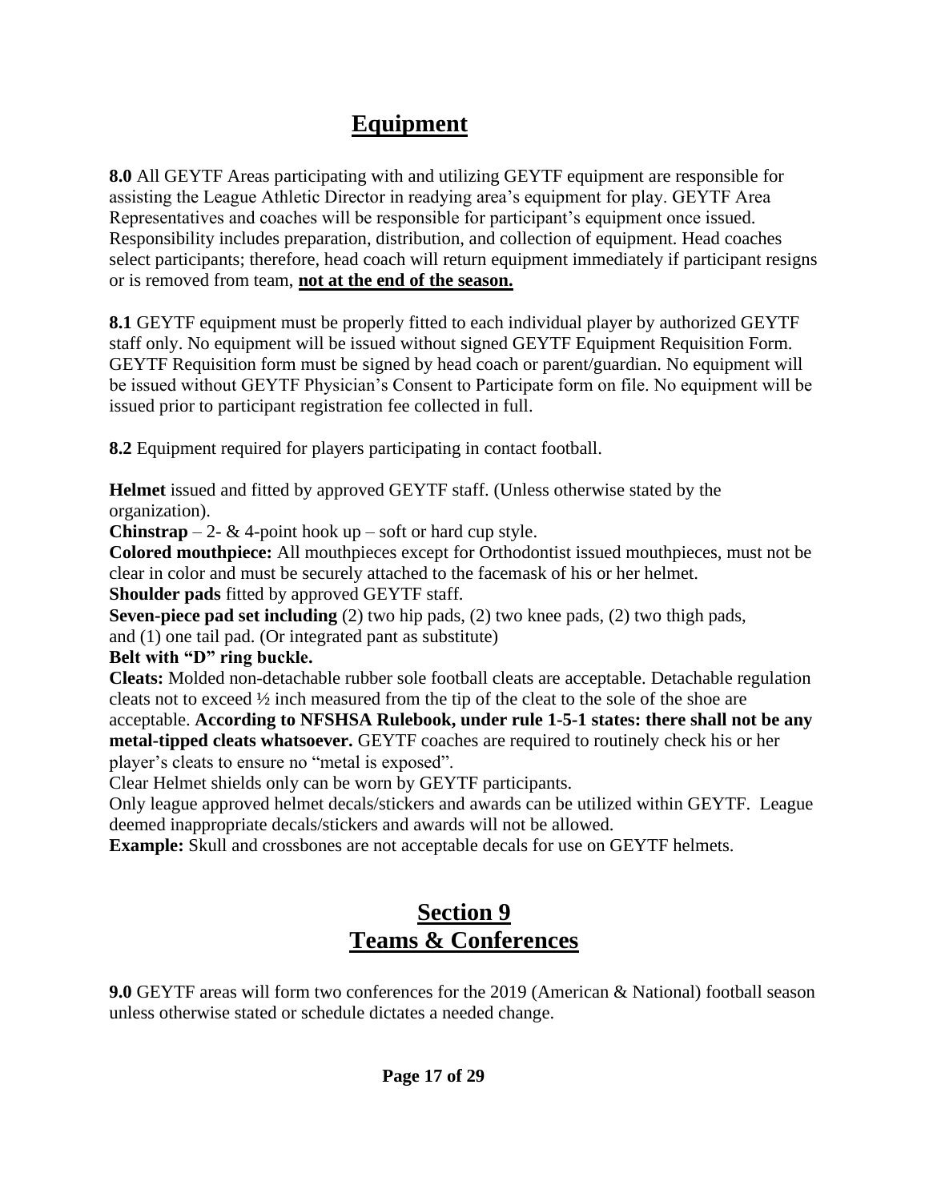# Equipment

**8.0** All GEYTF Areas participating with and utilizing GEYTF equipment are responsible for assisting the League Athletic Director in readying area's equipment for play. GEYTF Area Representatives and coaches will be responsible for participant's equipment once issued. Responsibility includes preparation, distribution, and collection of equipment. Head coaches select participants; therefore, head coach will return equipment immediately if participant resigns or is removed from team, **not at the end of the season.**

**8.1** GEYTF equipment must be properly fitted to each individual player by authorized GEYTF staff only. No equipment will be issued without signed GEYTF Equipment Requisition Form. GEYTF Requisition form must be signed by head coach or parent/guardian. No equipment will be issued without GEYTF Physician's Consent to Participate form on file. No equipment will be issued prior to participant registration fee collected in full.

**8.2** Equipment required for players participating in contact football.

**Helmet** issued and fitted by approved GEYTF staff. (Unless otherwise stated by the organization).
**Chinstrap** – 2- & 4-point hook up – soft or hard cup style.
**Colored mouthpiece:** All mouthpieces except for Orthodontist issued mouthpieces, must not be clear in color and must be securely attached to the facemask of his or her helmet.
**Shoulder pads** fitted by approved GEYTF staff.
**Seven-piece pad set including** (2) two hip pads, (2) two knee pads, (2) two thigh pads, and (1) one tail pad. (Or integrated pant as substitute)
**Belt with "D" ring buckle.**
**Cleats:** Molded non-detachable rubber sole football cleats are acceptable. Detachable regulation cleats not to exceed ½ inch measured from the tip of the cleat to the sole of the shoe are acceptable. **According to NFSHSA Rulebook, under rule 1-5-1 states: there shall not be any metal-tipped cleats whatsoever.** GEYTF coaches are required to routinely check his or her player's cleats to ensure no "metal is exposed".
Clear Helmet shields only can be worn by GEYTF participants.
Only league approved helmet decals/stickers and awards can be utilized within GEYTF. League deemed inappropriate decals/stickers and awards will not be allowed.
**Example:** Skull and crossbones are not acceptable decals for use on GEYTF helmets.

# Section 9
# Teams & Conferences

**9.0** GEYTF areas will form two conferences for the 2019 (American & National) football season unless otherwise stated or schedule dictates a needed change.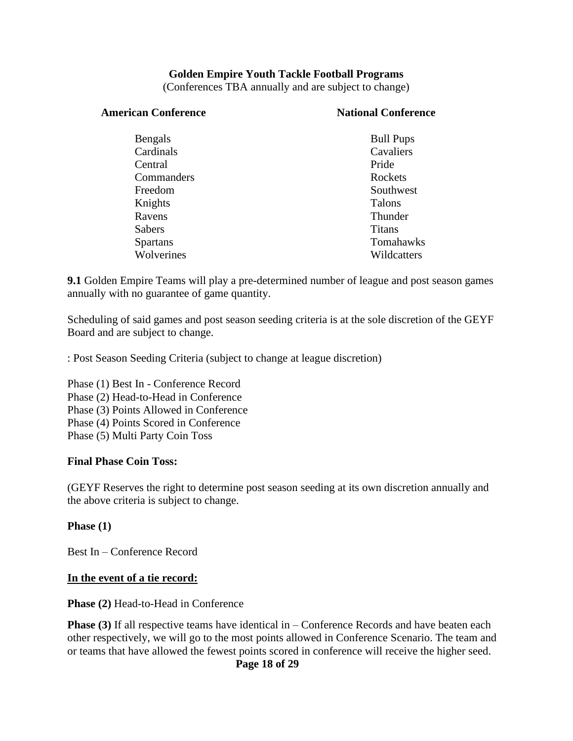**Golden Empire Youth Tackle Football Programs**
(Conferences TBA annually and are subject to change)

| **American Conference** | **National Conference** |
| --- | --- |
| Bengals | Bull Pups |
| Cardinals | Cavaliers |
| Central | Pride |
| Commanders | Rockets |
| Freedom | Southwest |
| Knights | Talons |
| Ravens | Thunder |
| Sabers | Titans |
| Spartans | Tomahawks |
| Wolverines | Wildcatters |

**9.1** Golden Empire Teams will play a pre-determined number of league and post season games annually with no guarantee of game quantity.

Scheduling of said games and post season seeding criteria is at the sole discretion of the GEYF Board and are subject to change.

: Post Season Seeding Criteria (subject to change at league discretion)

Phase (1) Best In - Conference Record
Phase (2) Head-to-Head in Conference
Phase (3) Points Allowed in Conference
Phase (4) Points Scored in Conference
Phase (5) Multi Party Coin Toss

**Final Phase Coin Toss:**

(GEYF Reserves the right to determine post season seeding at its own discretion annually and the above criteria is subject to change.

**Phase (1)**

Best In – Conference Record

**<u>In the event of a tie record:</u>**

**Phase (2)** Head-to-Head in Conference

**Phase (3)** If all respective teams have identical in – Conference Records and have beaten each other respectively, we will go to the most points allowed in Conference Scenario. The team and or teams that have allowed the fewest points scored in conference will receive the higher seed.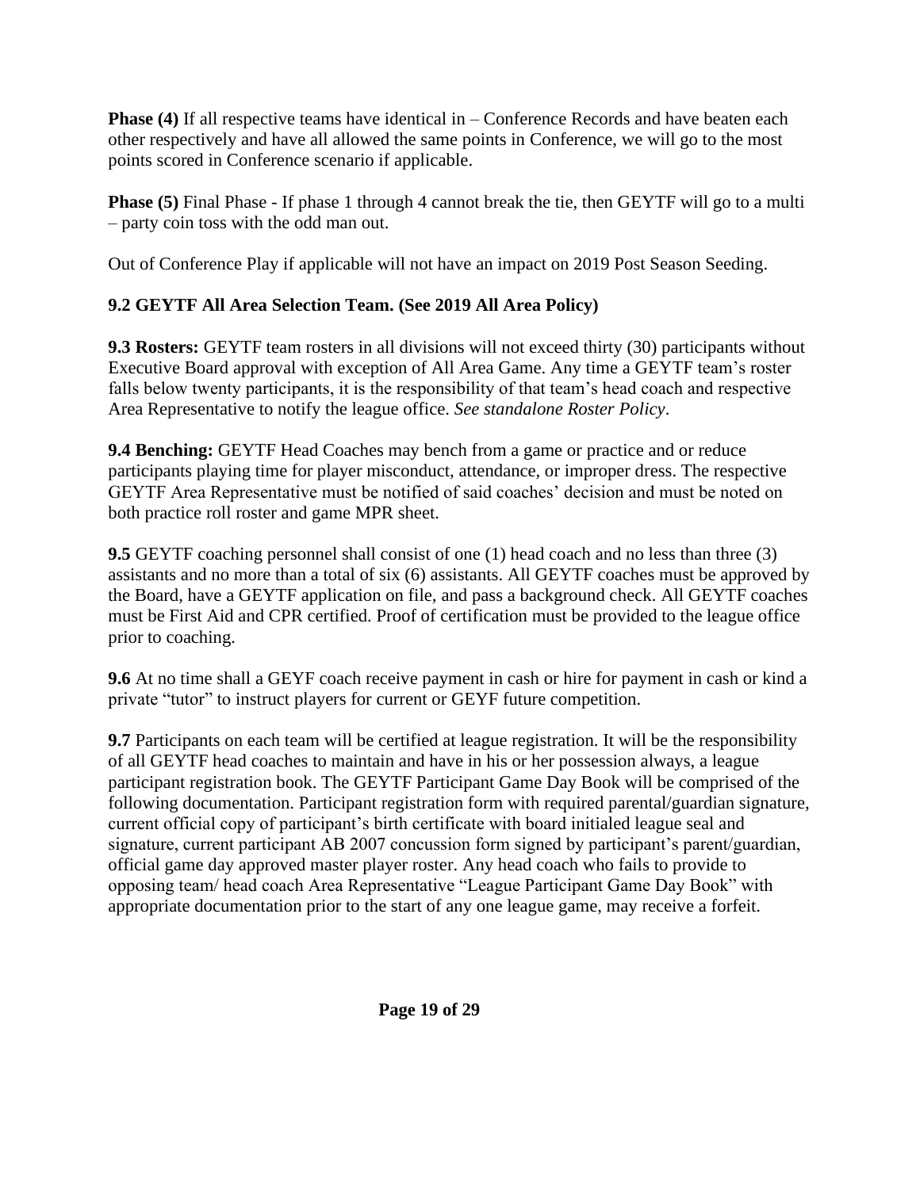**Phase (4)** If all respective teams have identical in – Conference Records and have beaten each other respectively and have all allowed the same points in Conference, we will go to the most points scored in Conference scenario if applicable.

**Phase (5)** Final Phase - If phase 1 through 4 cannot break the tie, then GEYTF will go to a multi – party coin toss with the odd man out.

Out of Conference Play if applicable will not have an impact on 2019 Post Season Seeding.

**9.2 GEYTF All Area Selection Team. (See 2019 All Area Policy)**

**9.3 Rosters:** GEYTF team rosters in all divisions will not exceed thirty (30) participants without Executive Board approval with exception of All Area Game. Any time a GEYTF team's roster falls below twenty participants, it is the responsibility of that team's head coach and respective Area Representative to notify the league office. *See standalone Roster Policy*.

**9.4 Benching:** GEYTF Head Coaches may bench from a game or practice and or reduce participants playing time for player misconduct, attendance, or improper dress. The respective GEYTF Area Representative must be notified of said coaches' decision and must be noted on both practice roll roster and game MPR sheet.

**9.5** GEYTF coaching personnel shall consist of one (1) head coach and no less than three (3) assistants and no more than a total of six (6) assistants. All GEYTF coaches must be approved by the Board, have a GEYTF application on file, and pass a background check. All GEYTF coaches must be First Aid and CPR certified. Proof of certification must be provided to the league office prior to coaching.

**9.6** At no time shall a GEYF coach receive payment in cash or hire for payment in cash or kind a private "tutor" to instruct players for current or GEYF future competition.

**9.7** Participants on each team will be certified at league registration. It will be the responsibility of all GEYTF head coaches to maintain and have in his or her possession always, a league participant registration book. The GEYTF Participant Game Day Book will be comprised of the following documentation. Participant registration form with required parental/guardian signature, current official copy of participant's birth certificate with board initialed league seal and signature, current participant AB 2007 concussion form signed by participant's parent/guardian, official game day approved master player roster. Any head coach who fails to provide to opposing team/ head coach Area Representative "League Participant Game Day Book" with appropriate documentation prior to the start of any one league game, may receive a forfeit.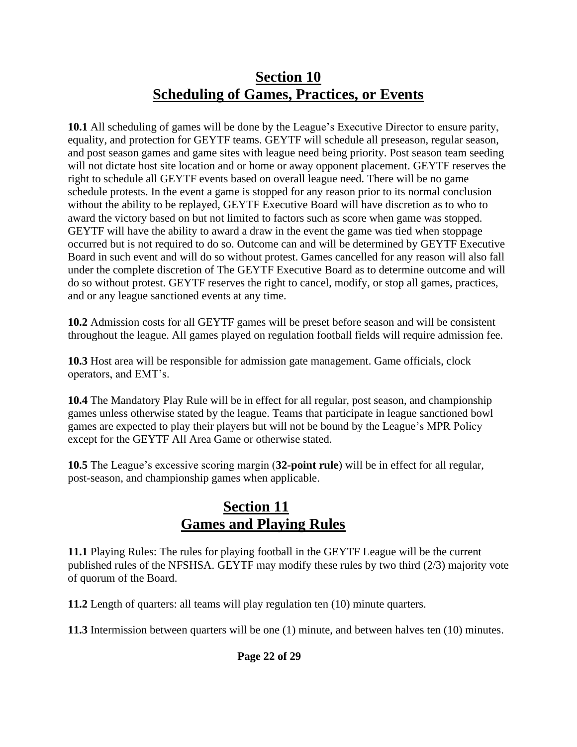## Section 10
## Scheduling of Games, Practices, or Events

**10.1** All scheduling of games will be done by the League's Executive Director to ensure parity, equality, and protection for GEYTF teams. GEYTF will schedule all preseason, regular season, and post season games and game sites with league need being priority. Post season team seeding will not dictate host site location and or home or away opponent placement. GEYTF reserves the right to schedule all GEYTF events based on overall league need. There will be no game schedule protests. In the event a game is stopped for any reason prior to its normal conclusion without the ability to be replayed, GEYTF Executive Board will have discretion as to who to award the victory based on but not limited to factors such as score when game was stopped. GEYTF will have the ability to award a draw in the event the game was tied when stoppage occurred but is not required to do so. Outcome can and will be determined by GEYTF Executive Board in such event and will do so without protest. Games cancelled for any reason will also fall under the complete discretion of The GEYTF Executive Board as to determine outcome and will do so without protest. GEYTF reserves the right to cancel, modify, or stop all games, practices, and or any league sanctioned events at any time.

**10.2** Admission costs for all GEYTF games will be preset before season and will be consistent throughout the league. All games played on regulation football fields will require admission fee.

**10.3** Host area will be responsible for admission gate management. Game officials, clock operators, and EMT's.

**10.4** The Mandatory Play Rule will be in effect for all regular, post season, and championship games unless otherwise stated by the league. Teams that participate in league sanctioned bowl games are expected to play their players but will not be bound by the League's MPR Policy except for the GEYTF All Area Game or otherwise stated.

**10.5** The League's excessive scoring margin (**32-point rule**) will be in effect for all regular, post-season, and championship games when applicable.

## Section 11
## Games and Playing Rules

**11.1** Playing Rules: The rules for playing football in the GEYTF League will be the current published rules of the NFSHSA. GEYTF may modify these rules by two third (2/3) majority vote of quorum of the Board.

**11.2** Length of quarters: all teams will play regulation ten (10) minute quarters.

**11.3** Intermission between quarters will be one (1) minute, and between halves ten (10) minutes.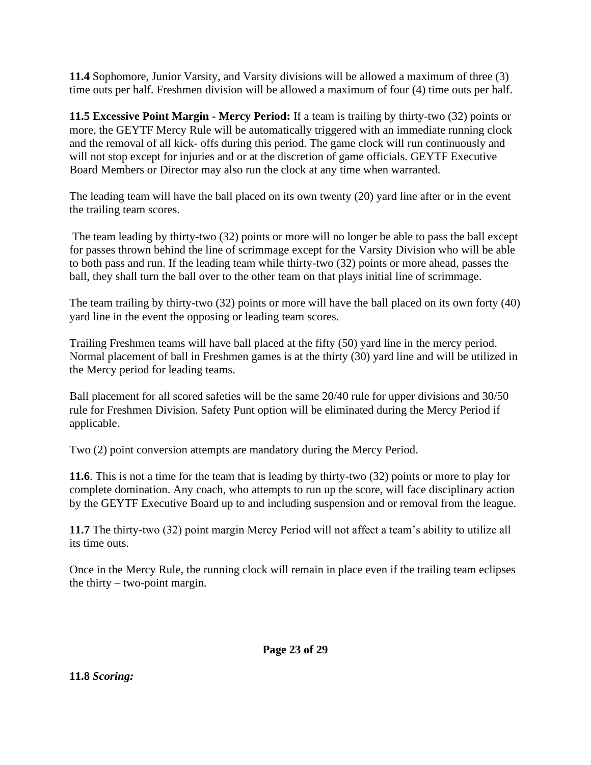**11.4** Sophomore, Junior Varsity, and Varsity divisions will be allowed a maximum of three (3) time outs per half. Freshmen division will be allowed a maximum of four (4) time outs per half.

**11.5 Excessive Point Margin - Mercy Period:** If a team is trailing by thirty-two (32) points or more, the GEYTF Mercy Rule will be automatically triggered with an immediate running clock and the removal of all kick- offs during this period. The game clock will run continuously and will not stop except for injuries and or at the discretion of game officials. GEYTF Executive Board Members or Director may also run the clock at any time when warranted.

The leading team will have the ball placed on its own twenty (20) yard line after or in the event the trailing team scores.

The team leading by thirty-two (32) points or more will no longer be able to pass the ball except for passes thrown behind the line of scrimmage except for the Varsity Division who will be able to both pass and run. If the leading team while thirty-two (32) points or more ahead, passes the ball, they shall turn the ball over to the other team on that plays initial line of scrimmage.

The team trailing by thirty-two (32) points or more will have the ball placed on its own forty (40) yard line in the event the opposing or leading team scores.

Trailing Freshmen teams will have ball placed at the fifty (50) yard line in the mercy period. Normal placement of ball in Freshmen games is at the thirty (30) yard line and will be utilized in the Mercy period for leading teams.

Ball placement for all scored safeties will be the same 20/40 rule for upper divisions and 30/50 rule for Freshmen Division. Safety Punt option will be eliminated during the Mercy Period if applicable.

Two (2) point conversion attempts are mandatory during the Mercy Period.

**11.6**. This is not a time for the team that is leading by thirty-two (32) points or more to play for complete domination. Any coach, who attempts to run up the score, will face disciplinary action by the GEYTF Executive Board up to and including suspension and or removal from the league.

**11.7** The thirty-two (32) point margin Mercy Period will not affect a team's ability to utilize all its time outs.

Once in the Mercy Rule, the running clock will remain in place even if the trailing team eclipses the thirty – two-point margin.

**11.8** ***Scoring:***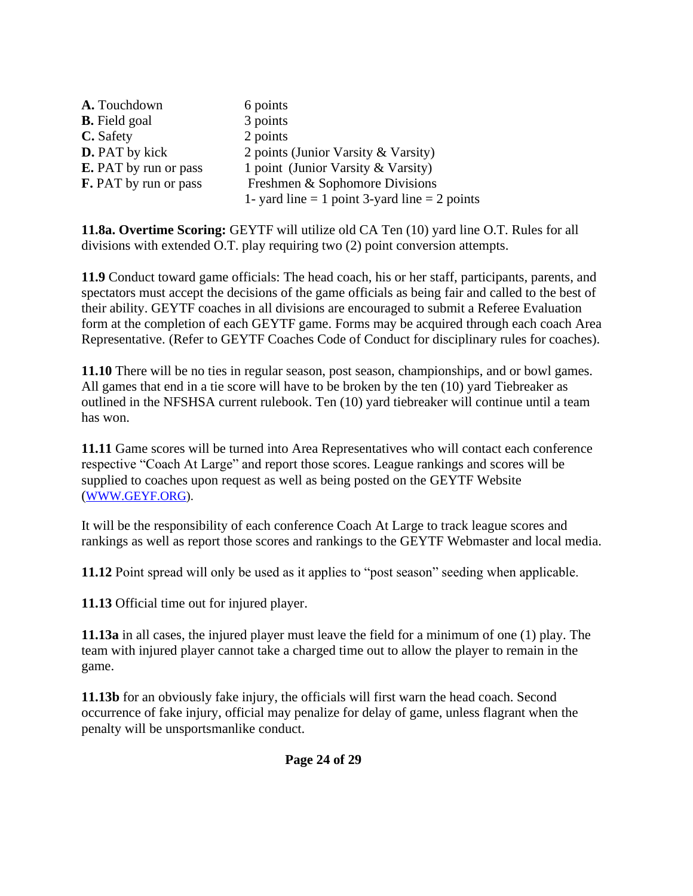| | |
|---|---|
| **A.** Touchdown | 6 points |
| **B.** Field goal | 3 points |
| **C.** Safety | 2 points |
| **D.** PAT by kick | 2 points (Junior Varsity & Varsity) |
| **E.** PAT by run or pass | 1 point (Junior Varsity & Varsity) |
| **F.** PAT by run or pass | Freshmen & Sophomore Divisions<br>1- yard line = 1 point 3-yard line = 2 points |

**11.8a. Overtime Scoring:** GEYTF will utilize old CA Ten (10) yard line O.T. Rules for all divisions with extended O.T. play requiring two (2) point conversion attempts.

**11.9** Conduct toward game officials: The head coach, his or her staff, participants, parents, and spectators must accept the decisions of the game officials as being fair and called to the best of their ability. GEYTF coaches in all divisions are encouraged to submit a Referee Evaluation form at the completion of each GEYTF game. Forms may be acquired through each coach Area Representative. (Refer to GEYTF Coaches Code of Conduct for disciplinary rules for coaches).

**11.10** There will be no ties in regular season, post season, championships, and or bowl games. All games that end in a tie score will have to be broken by the ten (10) yard Tiebreaker as outlined in the NFSHSA current rulebook. Ten (10) yard tiebreaker will continue until a team has won.

**11.11** Game scores will be turned into Area Representatives who will contact each conference respective "Coach At Large" and report those scores. League rankings and scores will be supplied to coaches upon request as well as being posted on the GEYTF Website (WWW.GEYF.ORG).

It will be the responsibility of each conference Coach At Large to track league scores and rankings as well as report those scores and rankings to the GEYTF Webmaster and local media.

**11.12** Point spread will only be used as it applies to "post season" seeding when applicable.

**11.13** Official time out for injured player.

**11.13a** in all cases, the injured player must leave the field for a minimum of one (1) play. The team with injured player cannot take a charged time out to allow the player to remain in the game.

**11.13b** for an obviously fake injury, the officials will first warn the head coach. Second occurrence of fake injury, official may penalize for delay of game, unless flagrant when the penalty will be unsportsmanlike conduct.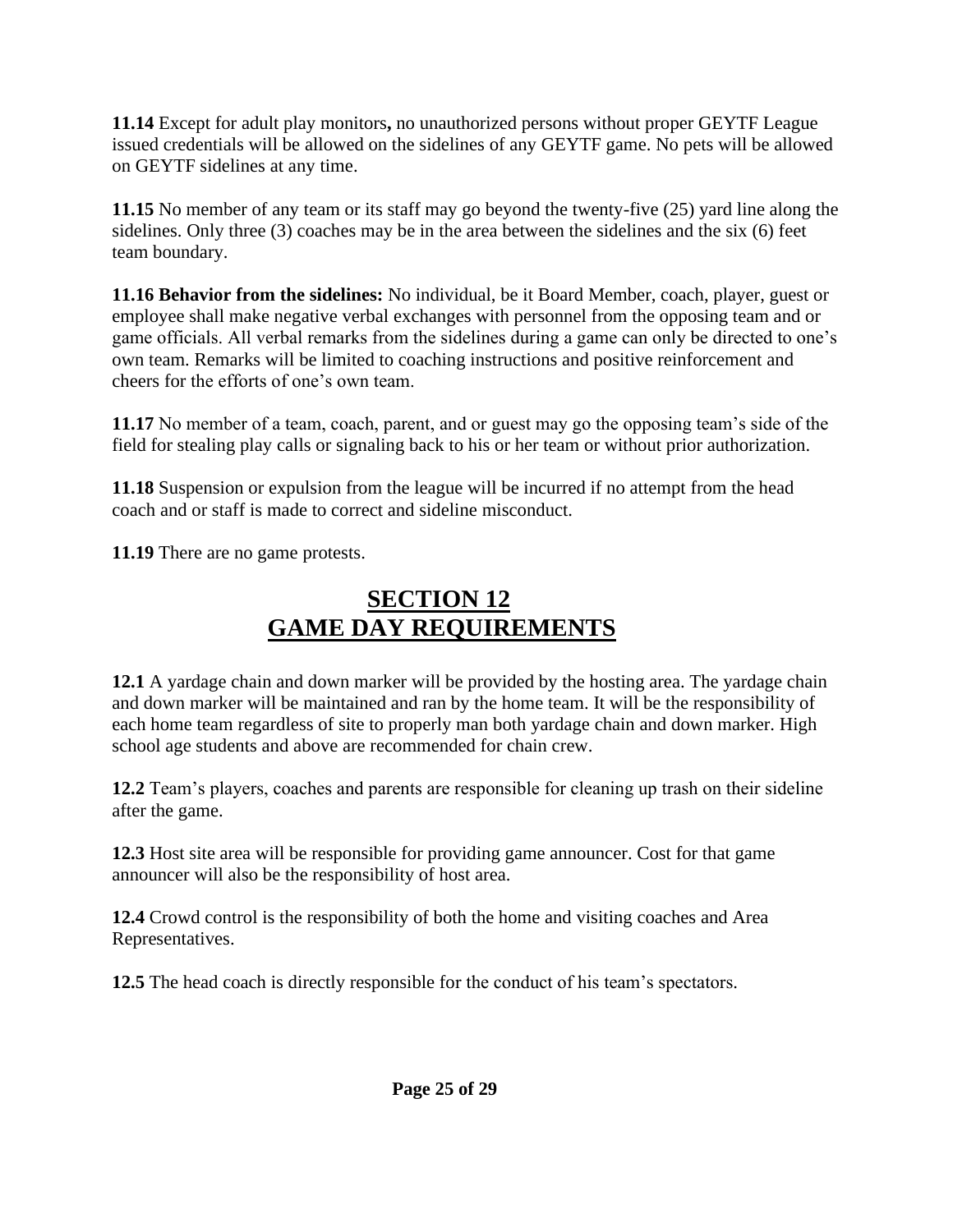**11.14** Except for adult play monitors**,** no unauthorized persons without proper GEYTF League issued credentials will be allowed on the sidelines of any GEYTF game. No pets will be allowed on GEYTF sidelines at any time.

**11.15** No member of any team or its staff may go beyond the twenty-five (25) yard line along the sidelines. Only three (3) coaches may be in the area between the sidelines and the six (6) feet team boundary.

**11.16 Behavior from the sidelines:** No individual, be it Board Member, coach, player, guest or employee shall make negative verbal exchanges with personnel from the opposing team and or game officials. All verbal remarks from the sidelines during a game can only be directed to one's own team. Remarks will be limited to coaching instructions and positive reinforcement and cheers for the efforts of one's own team.

**11.17** No member of a team, coach, parent, and or guest may go the opposing team's side of the field for stealing play calls or signaling back to his or her team or without prior authorization.

**11.18** Suspension or expulsion from the league will be incurred if no attempt from the head coach and or staff is made to correct and sideline misconduct.

**11.19** There are no game protests.

## SECTION 12
## GAME DAY REQUIREMENTS

**12.1** A yardage chain and down marker will be provided by the hosting area. The yardage chain and down marker will be maintained and ran by the home team. It will be the responsibility of each home team regardless of site to properly man both yardage chain and down marker. High school age students and above are recommended for chain crew.

**12.2** Team's players, coaches and parents are responsible for cleaning up trash on their sideline after the game.

**12.3** Host site area will be responsible for providing game announcer. Cost for that game announcer will also be the responsibility of host area.

**12.4** Crowd control is the responsibility of both the home and visiting coaches and Area Representatives.

**12.5** The head coach is directly responsible for the conduct of his team's spectators.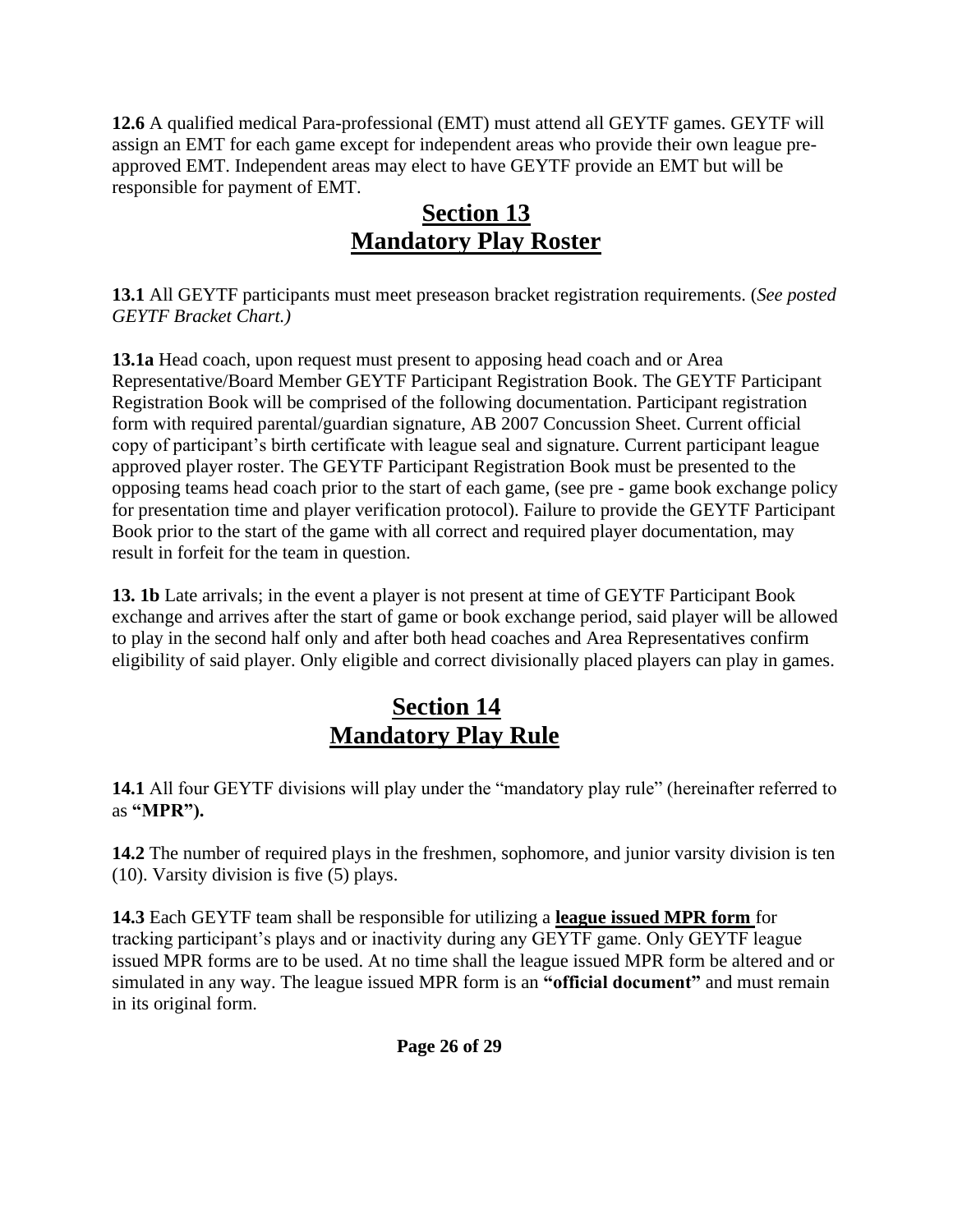**12.6** A qualified medical Para-professional (EMT) must attend all GEYTF games. GEYTF will assign an EMT for each game except for independent areas who provide their own league pre-approved EMT. Independent areas may elect to have GEYTF provide an EMT but will be responsible for payment of EMT.

## Section 13
## Mandatory Play Roster

**13.1** All GEYTF participants must meet preseason bracket registration requirements. (*See posted GEYTF Bracket Chart.)*

**13.1a** Head coach, upon request must present to apposing head coach and or Area Representative/Board Member GEYTF Participant Registration Book. The GEYTF Participant Registration Book will be comprised of the following documentation. Participant registration form with required parental/guardian signature, AB 2007 Concussion Sheet. Current official copy of participant's birth certificate with league seal and signature. Current participant league approved player roster. The GEYTF Participant Registration Book must be presented to the opposing teams head coach prior to the start of each game, (see pre - game book exchange policy for presentation time and player verification protocol). Failure to provide the GEYTF Participant Book prior to the start of the game with all correct and required player documentation, may result in forfeit for the team in question.

**13. 1b** Late arrivals; in the event a player is not present at time of GEYTF Participant Book exchange and arrives after the start of game or book exchange period, said player will be allowed to play in the second half only and after both head coaches and Area Representatives confirm eligibility of said player. Only eligible and correct divisionally placed players can play in games.

## Section 14
## Mandatory Play Rule

**14.1** All four GEYTF divisions will play under the "mandatory play rule" (hereinafter referred to as **"MPR").**

**14.2** The number of required plays in the freshmen, sophomore, and junior varsity division is ten (10). Varsity division is five (5) plays.

**14.3** Each GEYTF team shall be responsible for utilizing a **league issued MPR form** for tracking participant's plays and or inactivity during any GEYTF game. Only GEYTF league issued MPR forms are to be used. At no time shall the league issued MPR form be altered and or simulated in any way. The league issued MPR form is an **"official document"** and must remain in its original form.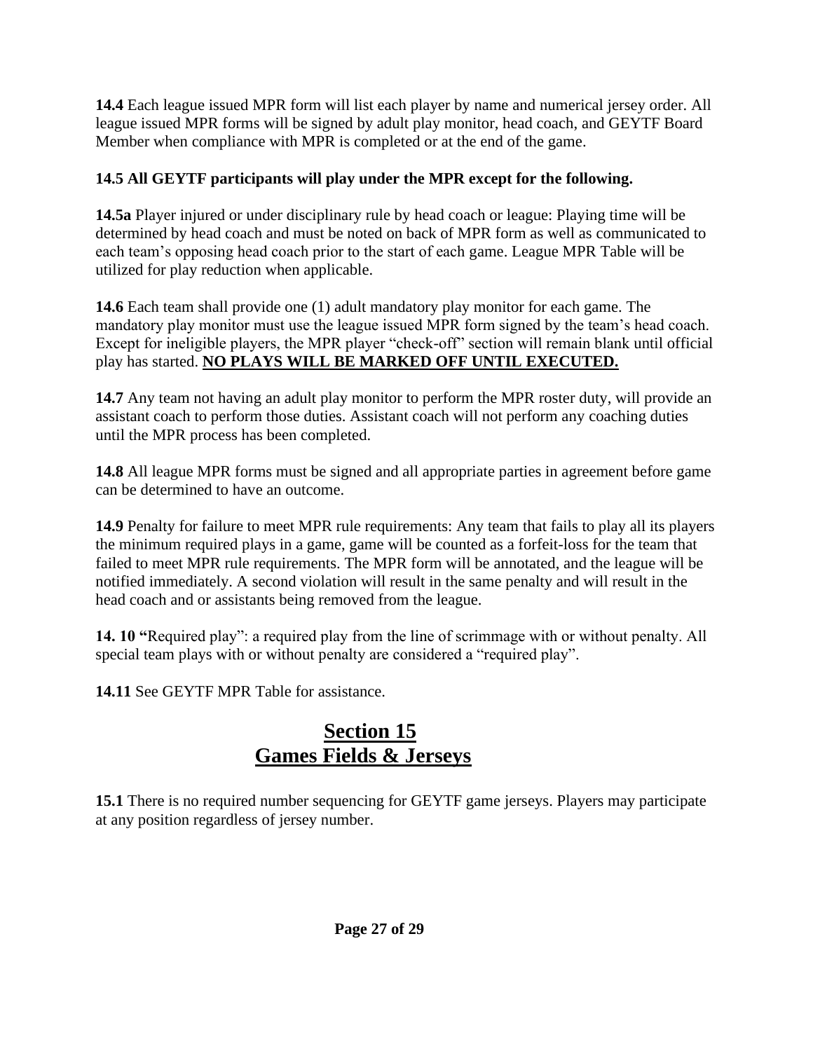**14.4** Each league issued MPR form will list each player by name and numerical jersey order. All league issued MPR forms will be signed by adult play monitor, head coach, and GEYTF Board Member when compliance with MPR is completed or at the end of the game.

**14.5 All GEYTF participants will play under the MPR except for the following.**

**14.5a** Player injured or under disciplinary rule by head coach or league: Playing time will be determined by head coach and must be noted on back of MPR form as well as communicated to each team's opposing head coach prior to the start of each game. League MPR Table will be utilized for play reduction when applicable.

**14.6** Each team shall provide one (1) adult mandatory play monitor for each game. The mandatory play monitor must use the league issued MPR form signed by the team's head coach. Except for ineligible players, the MPR player "check-off" section will remain blank until official play has started. **<u>NO PLAYS WILL BE MARKED OFF UNTIL EXECUTED.</u>**

**14.7** Any team not having an adult play monitor to perform the MPR roster duty, will provide an assistant coach to perform those duties. Assistant coach will not perform any coaching duties until the MPR process has been completed.

**14.8** All league MPR forms must be signed and all appropriate parties in agreement before game can be determined to have an outcome.

**14.9** Penalty for failure to meet MPR rule requirements: Any team that fails to play all its players the minimum required plays in a game, game will be counted as a forfeit-loss for the team that failed to meet MPR rule requirements. The MPR form will be annotated, and the league will be notified immediately. A second violation will result in the same penalty and will result in the head coach and or assistants being removed from the league.

**14. 10 "**Required play": a required play from the line of scrimmage with or without penalty. All special team plays with or without penalty are considered a "required play".

**14.11** See GEYTF MPR Table for assistance.

## <u>Section 15</u>
## <u>Games Fields & Jerseys</u>

**15.1** There is no required number sequencing for GEYTF game jerseys. Players may participate at any position regardless of jersey number.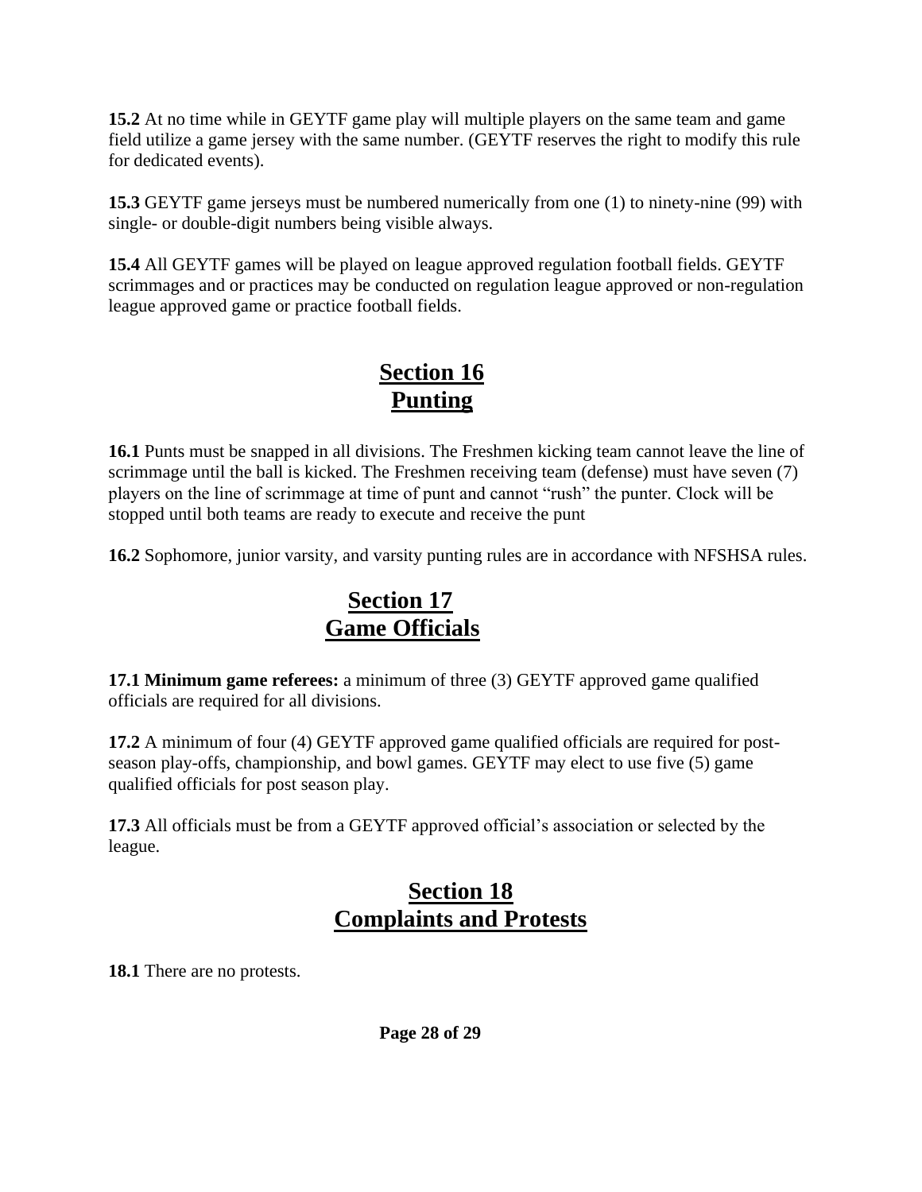**15.2** At no time while in GEYTF game play will multiple players on the same team and game field utilize a game jersey with the same number. (GEYTF reserves the right to modify this rule for dedicated events).

**15.3** GEYTF game jerseys must be numbered numerically from one (1) to ninety-nine (99) with single- or double-digit numbers being visible always.

**15.4** All GEYTF games will be played on league approved regulation football fields. GEYTF scrimmages and or practices may be conducted on regulation league approved or non-regulation league approved game or practice football fields.

## Section 16
## Punting

**16.1** Punts must be snapped in all divisions. The Freshmen kicking team cannot leave the line of scrimmage until the ball is kicked. The Freshmen receiving team (defense) must have seven (7) players on the line of scrimmage at time of punt and cannot "rush" the punter. Clock will be stopped until both teams are ready to execute and receive the punt

**16.2** Sophomore, junior varsity, and varsity punting rules are in accordance with NFSHSA rules.

## Section 17
## Game Officials

**17.1 Minimum game referees:** a minimum of three (3) GEYTF approved game qualified officials are required for all divisions.

**17.2** A minimum of four (4) GEYTF approved game qualified officials are required for post-season play-offs, championship, and bowl games. GEYTF may elect to use five (5) game qualified officials for post season play.

**17.3** All officials must be from a GEYTF approved official's association or selected by the league.

## Section 18
## Complaints and Protests

**18.1** There are no protests.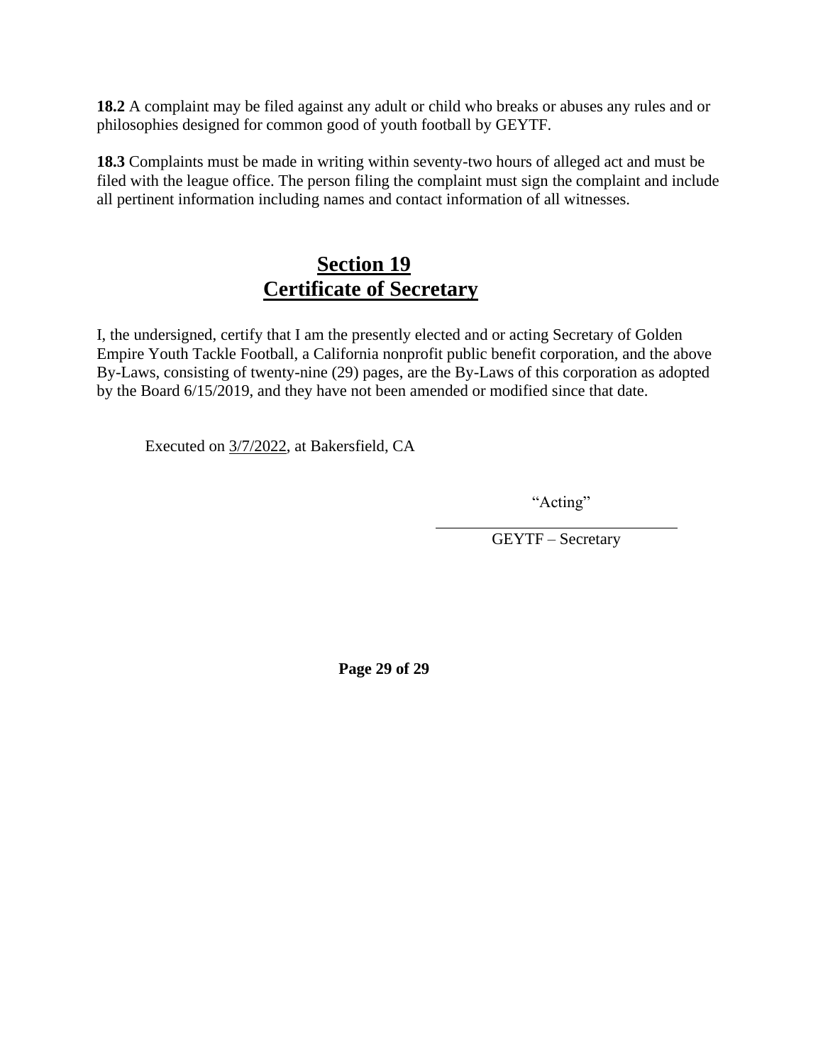**18.2** A complaint may be filed against any adult or child who breaks or abuses any rules and or philosophies designed for common good of youth football by GEYTF.

**18.3** Complaints must be made in writing within seventy-two hours of alleged act and must be filed with the league office. The person filing the complaint must sign the complaint and include all pertinent information including names and contact information of all witnesses.

## Section 19
## Certificate of Secretary

I, the undersigned, certify that I am the presently elected and or acting Secretary of Golden Empire Youth Tackle Football, a California nonprofit public benefit corporation, and the above By-Laws, consisting of twenty-nine (29) pages, are the By-Laws of this corporation as adopted by the Board 6/15/2019, and they have not been amended or modified since that date.

Executed on 3/7/2022, at Bakersfield, CA

"Acting"

GEYTF – Secretary